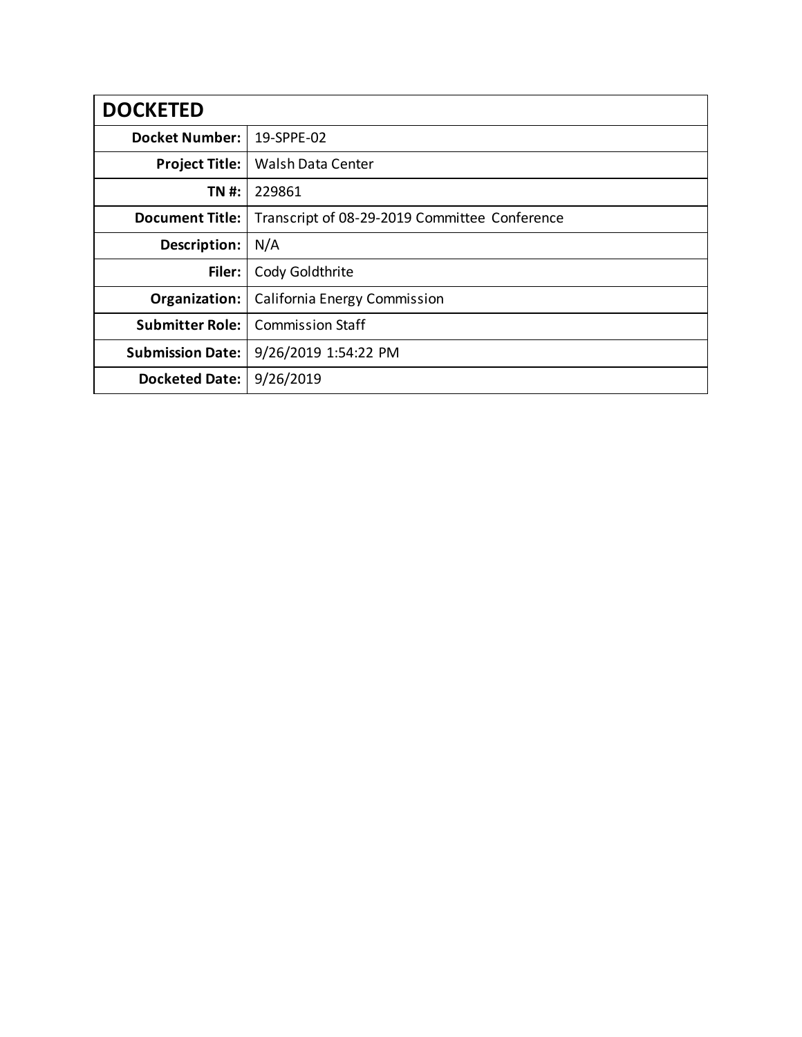| DOCKETED | |
|---|---|
| **Docket Number:** | 19-SPPE-02 |
| **Project Title:** | Walsh Data Center |
| **TN #:** | 229861 |
| **Document Title:** | Transcript of 08-29-2019 Committee Conference |
| **Description:** | N/A |
| **Filer:** | Cody Goldthrite |
| **Organization:** | California Energy Commission |
| **Submitter Role:** | Commission Staff |
| **Submission Date:** | 9/26/2019 1:54:22 PM |
| **Docketed Date:** | 9/26/2019 |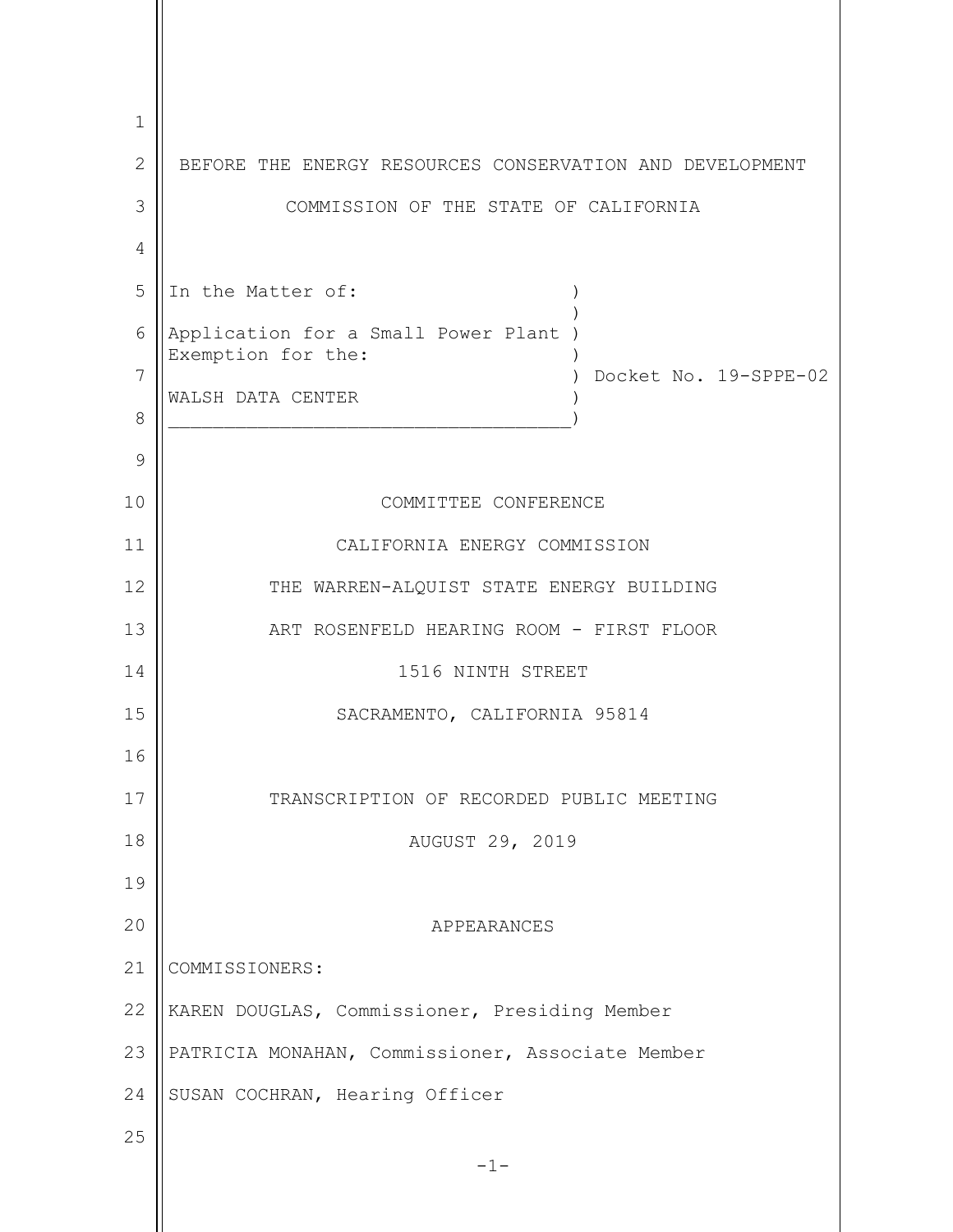BEFORE THE ENERGY RESOURCES CONSERVATION AND DEVELOPMENT

COMMISSION OF THE STATE OF CALIFORNIA

```
In the Matter of:                     )
                                      )
Application for a Small Power Plant   )
Exemption for the:                    )
                                      )  Docket No. 19-SPPE-02
WALSH DATA CENTER                     )
______________________________________)
```

COMMITTEE CONFERENCE

CALIFORNIA ENERGY COMMISSION

THE WARREN-ALQUIST STATE ENERGY BUILDING

ART ROSENFELD HEARING ROOM - FIRST FLOOR

1516 NINTH STREET

SACRAMENTO, CALIFORNIA 95814

TRANSCRIPTION OF RECORDED PUBLIC MEETING

AUGUST 29, 2019

APPEARANCES

COMMISSIONERS:

KAREN DOUGLAS, Commissioner, Presiding Member

PATRICIA MONAHAN, Commissioner, Associate Member

SUSAN COCHRAN, Hearing Officer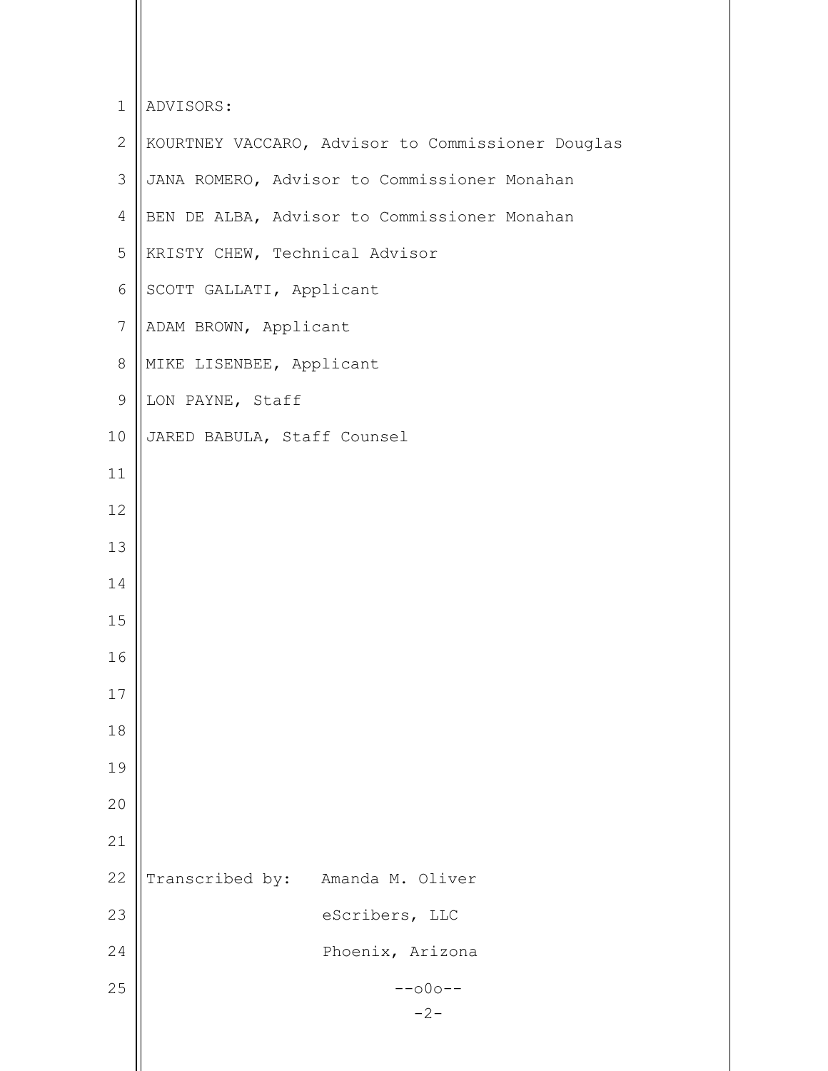ADVISORS:

KOURTNEY VACCARO, Advisor to Commissioner Douglas

JANA ROMERO, Advisor to Commissioner Monahan

BEN DE ALBA, Advisor to Commissioner Monahan

KRISTY CHEW, Technical Advisor

SCOTT GALLATI, Applicant

ADAM BROWN, Applicant

MIKE LISENBEE, Applicant

LON PAYNE, Staff

JARED BABULA, Staff Counsel

Transcribed by: Amanda M. Oliver
eScribers, LLC
Phoenix, Arizona

--o0o--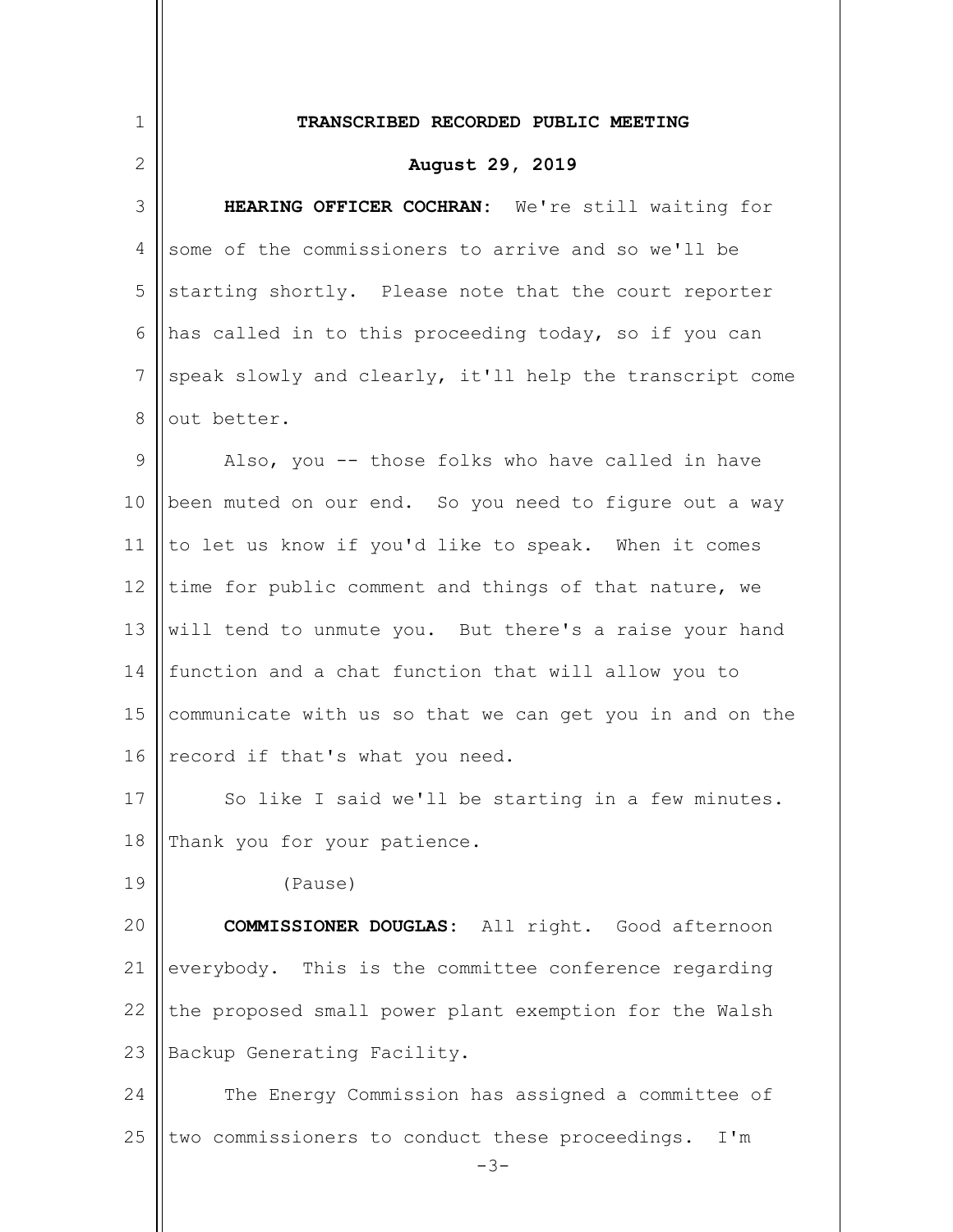**TRANSCRIBED RECORDED PUBLIC MEETING**

**August 29, 2019**

**HEARING OFFICER COCHRAN:** We're still waiting for some of the commissioners to arrive and so we'll be starting shortly. Please note that the court reporter has called in to this proceeding today, so if you can speak slowly and clearly, it'll help the transcript come out better.

Also, you -- those folks who have called in have been muted on our end. So you need to figure out a way to let us know if you'd like to speak. When it comes time for public comment and things of that nature, we will tend to unmute you. But there's a raise your hand function and a chat function that will allow you to communicate with us so that we can get you in and on the record if that's what you need.

So like I said we'll be starting in a few minutes. Thank you for your patience.

(Pause)

**COMMISSIONER DOUGLAS:** All right. Good afternoon everybody. This is the committee conference regarding the proposed small power plant exemption for the Walsh Backup Generating Facility.

The Energy Commission has assigned a committee of two commissioners to conduct these proceedings. I'm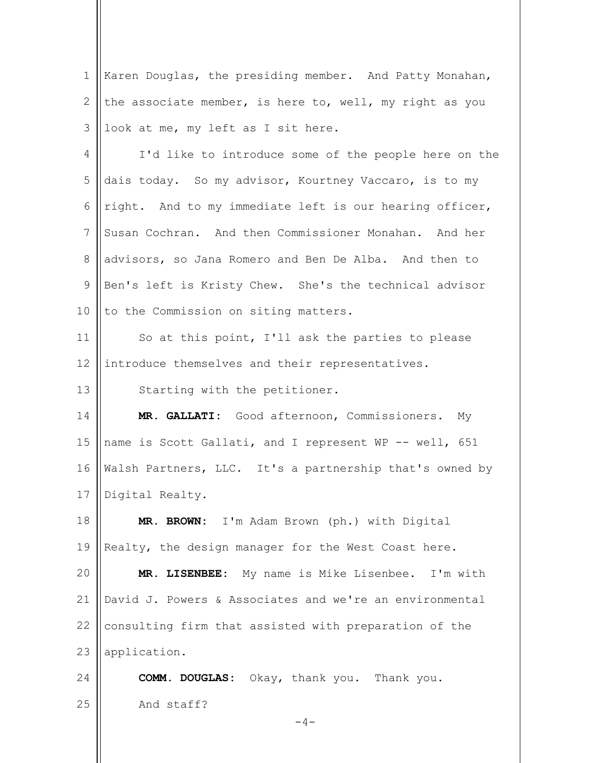Karen Douglas, the presiding member. And Patty Monahan, the associate member, is here to, well, my right as you look at me, my left as I sit here.

I'd like to introduce some of the people here on the dais today. So my advisor, Kourtney Vaccaro, is to my right. And to my immediate left is our hearing officer, Susan Cochran. And then Commissioner Monahan. And her advisors, so Jana Romero and Ben De Alba. And then to Ben's left is Kristy Chew. She's the technical advisor to the Commission on siting matters.

So at this point, I'll ask the parties to please introduce themselves and their representatives.

Starting with the petitioner.

**MR. GALLATI:** Good afternoon, Commissioners. My name is Scott Gallati, and I represent WP -- well, 651 Walsh Partners, LLC. It's a partnership that's owned by Digital Realty.

**MR. BROWN:** I'm Adam Brown (ph.) with Digital Realty, the design manager for the West Coast here.

**MR. LISENBEE:** My name is Mike Lisenbee. I'm with David J. Powers & Associates and we're an environmental consulting firm that assisted with preparation of the application.

**COMM. DOUGLAS:** Okay, thank you. Thank you.

And staff?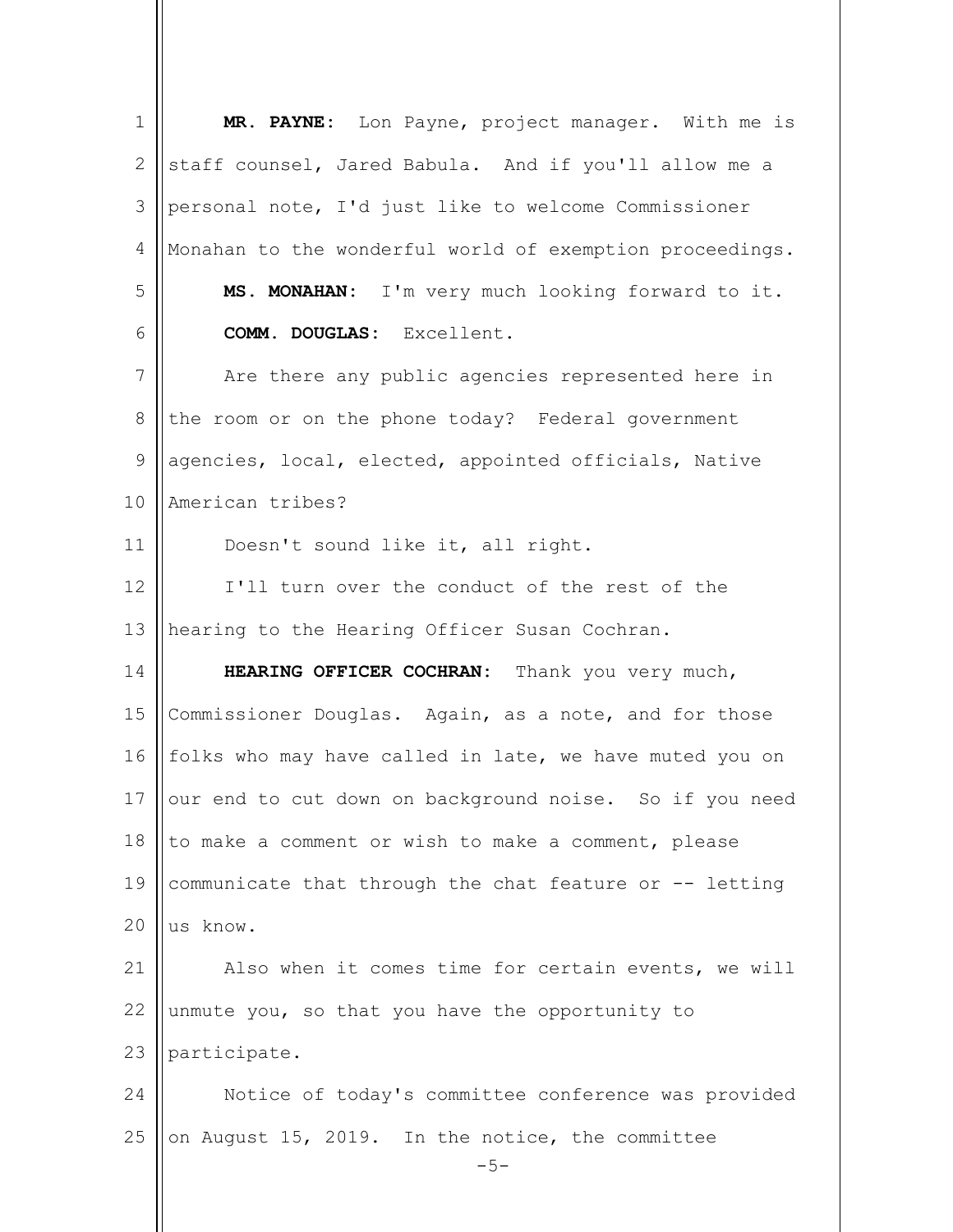**MR. PAYNE:** Lon Payne, project manager. With me is staff counsel, Jared Babula. And if you'll allow me a personal note, I'd just like to welcome Commissioner Monahan to the wonderful world of exemption proceedings.

**MS. MONAHAN:** I'm very much looking forward to it.

**COMM. DOUGLAS:** Excellent.

Are there any public agencies represented here in the room or on the phone today? Federal government agencies, local, elected, appointed officials, Native American tribes?

Doesn't sound like it, all right.

I'll turn over the conduct of the rest of the hearing to the Hearing Officer Susan Cochran.

**HEARING OFFICER COCHRAN:** Thank you very much, Commissioner Douglas. Again, as a note, and for those folks who may have called in late, we have muted you on our end to cut down on background noise. So if you need to make a comment or wish to make a comment, please communicate that through the chat feature or -- letting us know.

Also when it comes time for certain events, we will unmute you, so that you have the opportunity to participate.

Notice of today's committee conference was provided on August 15, 2019. In the notice, the committee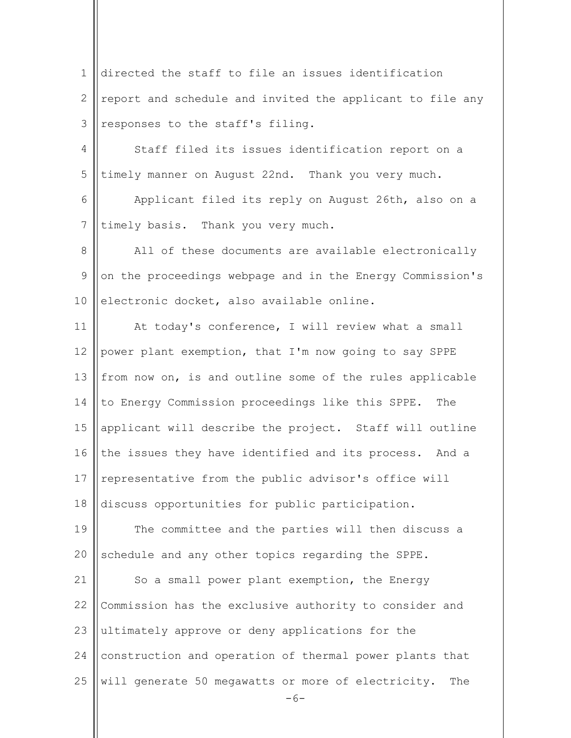directed the staff to file an issues identification report and schedule and invited the applicant to file any responses to the staff's filing.

Staff filed its issues identification report on a timely manner on August 22nd. Thank you very much.

Applicant filed its reply on August 26th, also on a timely basis. Thank you very much.

All of these documents are available electronically on the proceedings webpage and in the Energy Commission's electronic docket, also available online.

At today's conference, I will review what a small power plant exemption, that I'm now going to say SPPE from now on, is and outline some of the rules applicable to Energy Commission proceedings like this SPPE. The applicant will describe the project. Staff will outline the issues they have identified and its process. And a representative from the public advisor's office will discuss opportunities for public participation.

The committee and the parties will then discuss a schedule and any other topics regarding the SPPE.

So a small power plant exemption, the Energy Commission has the exclusive authority to consider and ultimately approve or deny applications for the construction and operation of thermal power plants that will generate 50 megawatts or more of electricity. The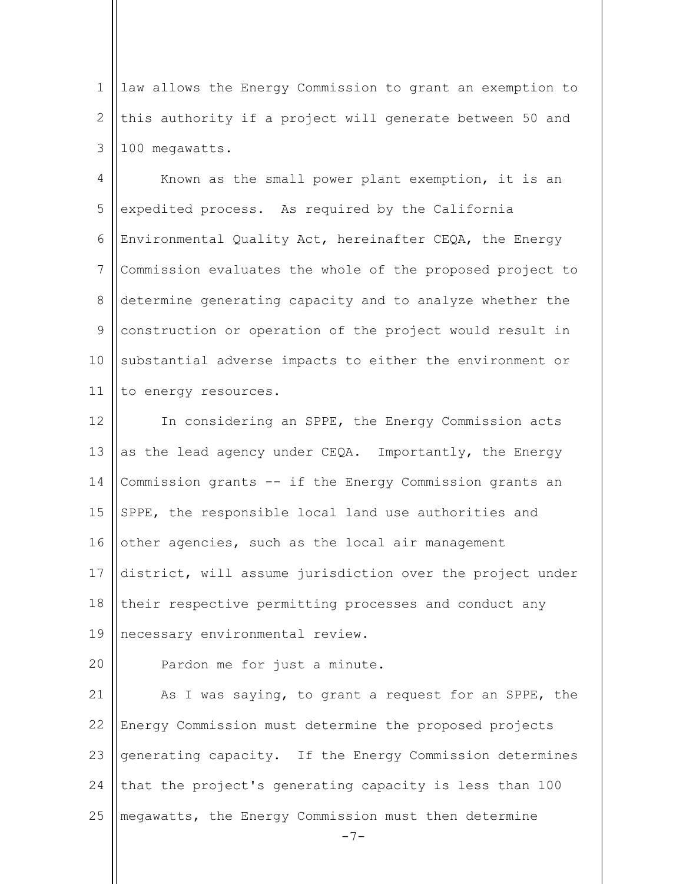law allows the Energy Commission to grant an exemption to this authority if a project will generate between 50 and 100 megawatts.

Known as the small power plant exemption, it is an expedited process. As required by the California Environmental Quality Act, hereinafter CEQA, the Energy Commission evaluates the whole of the proposed project to determine generating capacity and to analyze whether the construction or operation of the project would result in substantial adverse impacts to either the environment or to energy resources.

In considering an SPPE, the Energy Commission acts as the lead agency under CEQA. Importantly, the Energy Commission grants -- if the Energy Commission grants an SPPE, the responsible local land use authorities and other agencies, such as the local air management district, will assume jurisdiction over the project under their respective permitting processes and conduct any necessary environmental review.

Pardon me for just a minute.

As I was saying, to grant a request for an SPPE, the Energy Commission must determine the proposed projects generating capacity. If the Energy Commission determines that the project's generating capacity is less than 100 megawatts, the Energy Commission must then determine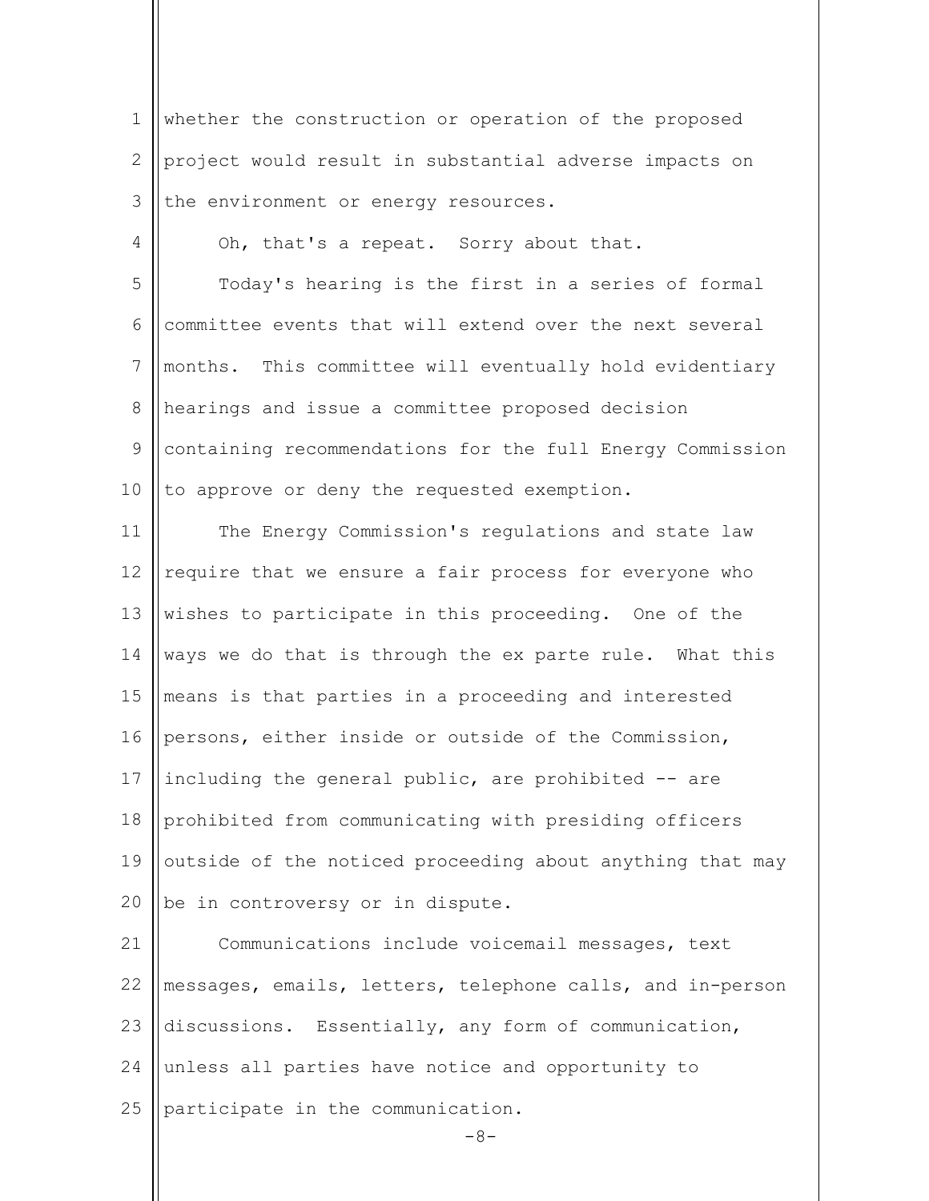whether the construction or operation of the proposed project would result in substantial adverse impacts on the environment or energy resources.

Oh, that's a repeat. Sorry about that.

Today's hearing is the first in a series of formal committee events that will extend over the next several months. This committee will eventually hold evidentiary hearings and issue a committee proposed decision containing recommendations for the full Energy Commission to approve or deny the requested exemption.

The Energy Commission's regulations and state law require that we ensure a fair process for everyone who wishes to participate in this proceeding. One of the ways we do that is through the ex parte rule. What this means is that parties in a proceeding and interested persons, either inside or outside of the Commission, including the general public, are prohibited -- are prohibited from communicating with presiding officers outside of the noticed proceeding about anything that may be in controversy or in dispute.

Communications include voicemail messages, text messages, emails, letters, telephone calls, and in-person discussions. Essentially, any form of communication, unless all parties have notice and opportunity to participate in the communication.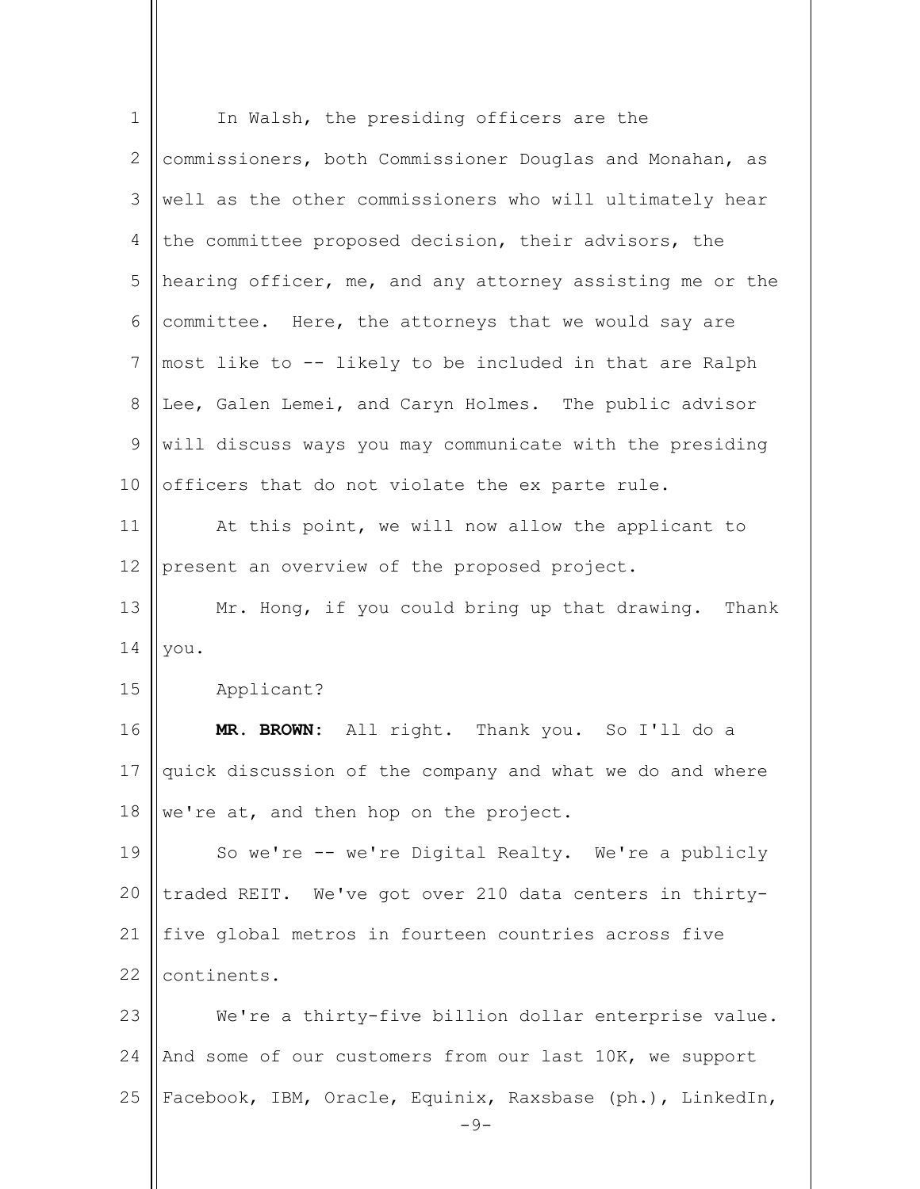In Walsh, the presiding officers are the commissioners, both Commissioner Douglas and Monahan, as well as the other commissioners who will ultimately hear the committee proposed decision, their advisors, the hearing officer, me, and any attorney assisting me or the committee. Here, the attorneys that we would say are most like to -- likely to be included in that are Ralph Lee, Galen Lemei, and Caryn Holmes. The public advisor will discuss ways you may communicate with the presiding officers that do not violate the ex parte rule.

At this point, we will now allow the applicant to present an overview of the proposed project.

Mr. Hong, if you could bring up that drawing. Thank you.

Applicant?

**MR. BROWN:** All right. Thank you. So I'll do a quick discussion of the company and what we do and where we're at, and then hop on the project.

So we're -- we're Digital Realty. We're a publicly traded REIT. We've got over 210 data centers in thirty-five global metros in fourteen countries across five continents.

We're a thirty-five billion dollar enterprise value. And some of our customers from our last 10K, we support Facebook, IBM, Oracle, Equinix, Raxsbase (ph.), LinkedIn,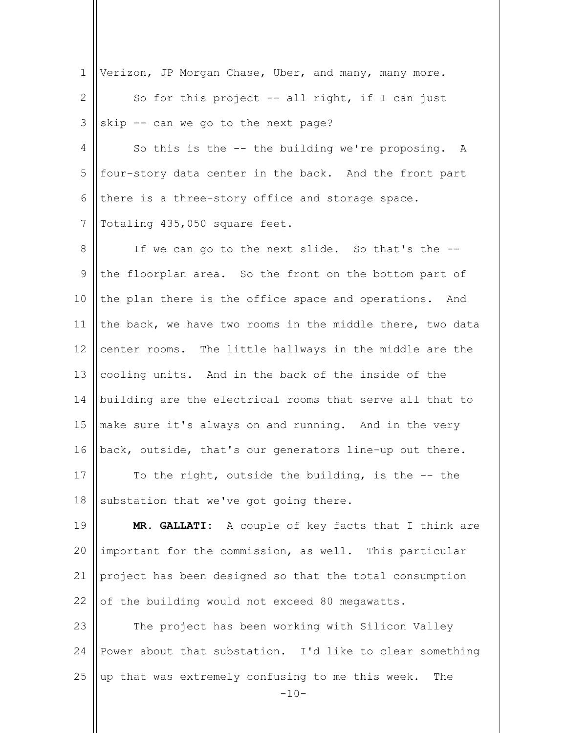Verizon, JP Morgan Chase, Uber, and many, many more.

So for this project -- all right, if I can just skip -- can we go to the next page?

So this is the -- the building we're proposing. A four-story data center in the back. And the front part there is a three-story office and storage space. Totaling 435,050 square feet.

If we can go to the next slide. So that's the -- the floorplan area. So the front on the bottom part of the plan there is the office space and operations. And the back, we have two rooms in the middle there, two data center rooms. The little hallways in the middle are the cooling units. And in the back of the inside of the building are the electrical rooms that serve all that to make sure it's always on and running. And in the very back, outside, that's our generators line-up out there.

To the right, outside the building, is the -- the substation that we've got going there.

**MR. GALLATI:** A couple of key facts that I think are important for the commission, as well. This particular project has been designed so that the total consumption of the building would not exceed 80 megawatts.

The project has been working with Silicon Valley Power about that substation. I'd like to clear something up that was extremely confusing to me this week. The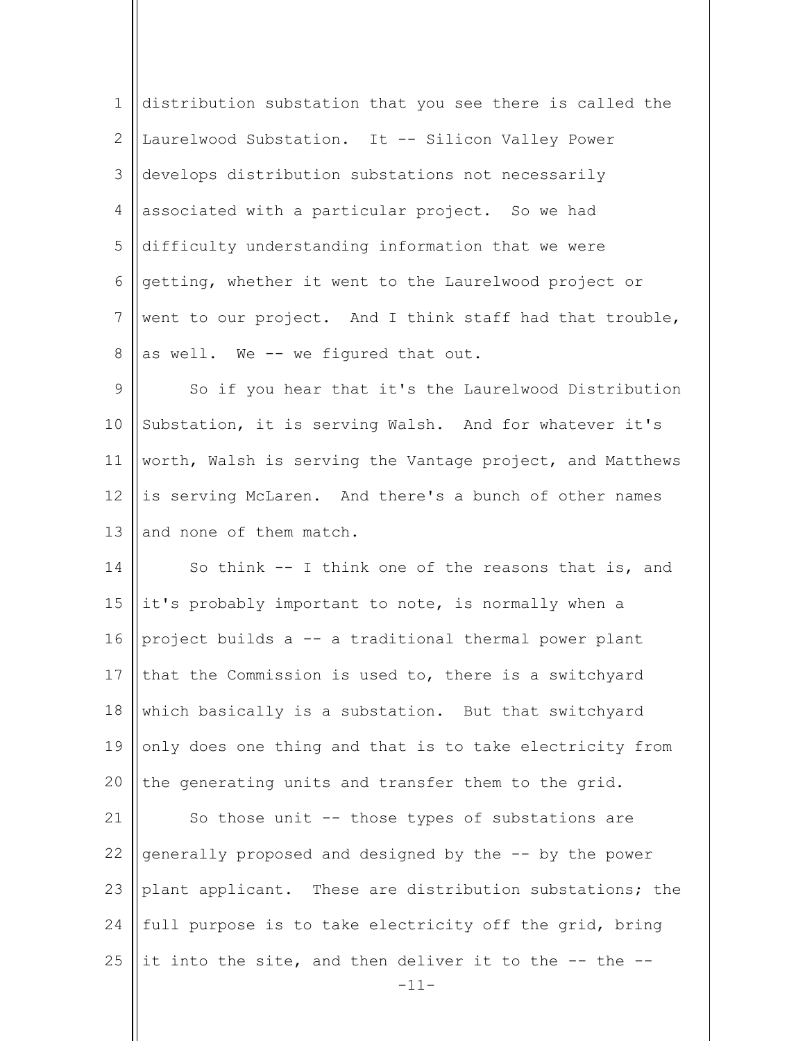distribution substation that you see there is called the Laurelwood Substation. It -- Silicon Valley Power develops distribution substations not necessarily associated with a particular project. So we had difficulty understanding information that we were getting, whether it went to the Laurelwood project or went to our project. And I think staff had that trouble, as well. We -- we figured that out.

So if you hear that it's the Laurelwood Distribution Substation, it is serving Walsh. And for whatever it's worth, Walsh is serving the Vantage project, and Matthews is serving McLaren. And there's a bunch of other names and none of them match.

So think -- I think one of the reasons that is, and it's probably important to note, is normally when a project builds a -- a traditional thermal power plant that the Commission is used to, there is a switchyard which basically is a substation. But that switchyard only does one thing and that is to take electricity from the generating units and transfer them to the grid.

So those unit -- those types of substations are generally proposed and designed by the -- by the power plant applicant. These are distribution substations; the full purpose is to take electricity off the grid, bring it into the site, and then deliver it to the -- the --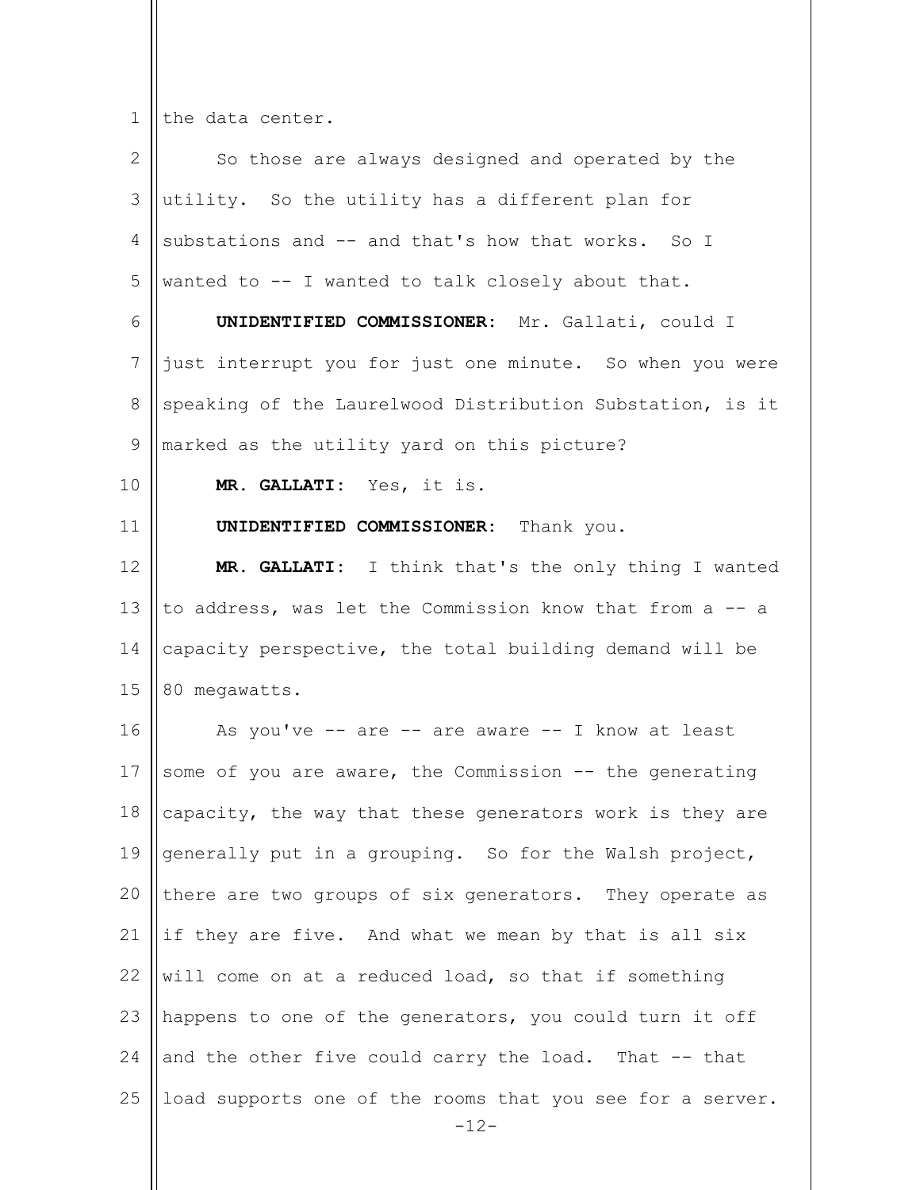the data center.

So those are always designed and operated by the utility. So the utility has a different plan for substations and -- and that's how that works. So I wanted to -- I wanted to talk closely about that.

**UNIDENTIFIED COMMISSIONER:** Mr. Gallati, could I just interrupt you for just one minute. So when you were speaking of the Laurelwood Distribution Substation, is it marked as the utility yard on this picture?

**MR. GALLATI:** Yes, it is.

**UNIDENTIFIED COMMISSIONER:** Thank you.

**MR. GALLATI:** I think that's the only thing I wanted to address, was let the Commission know that from a -- a capacity perspective, the total building demand will be 80 megawatts.

As you've -- are -- are aware -- I know at least some of you are aware, the Commission -- the generating capacity, the way that these generators work is they are generally put in a grouping. So for the Walsh project, there are two groups of six generators. They operate as if they are five. And what we mean by that is all six will come on at a reduced load, so that if something happens to one of the generators, you could turn it off and the other five could carry the load. That -- that load supports one of the rooms that you see for a server.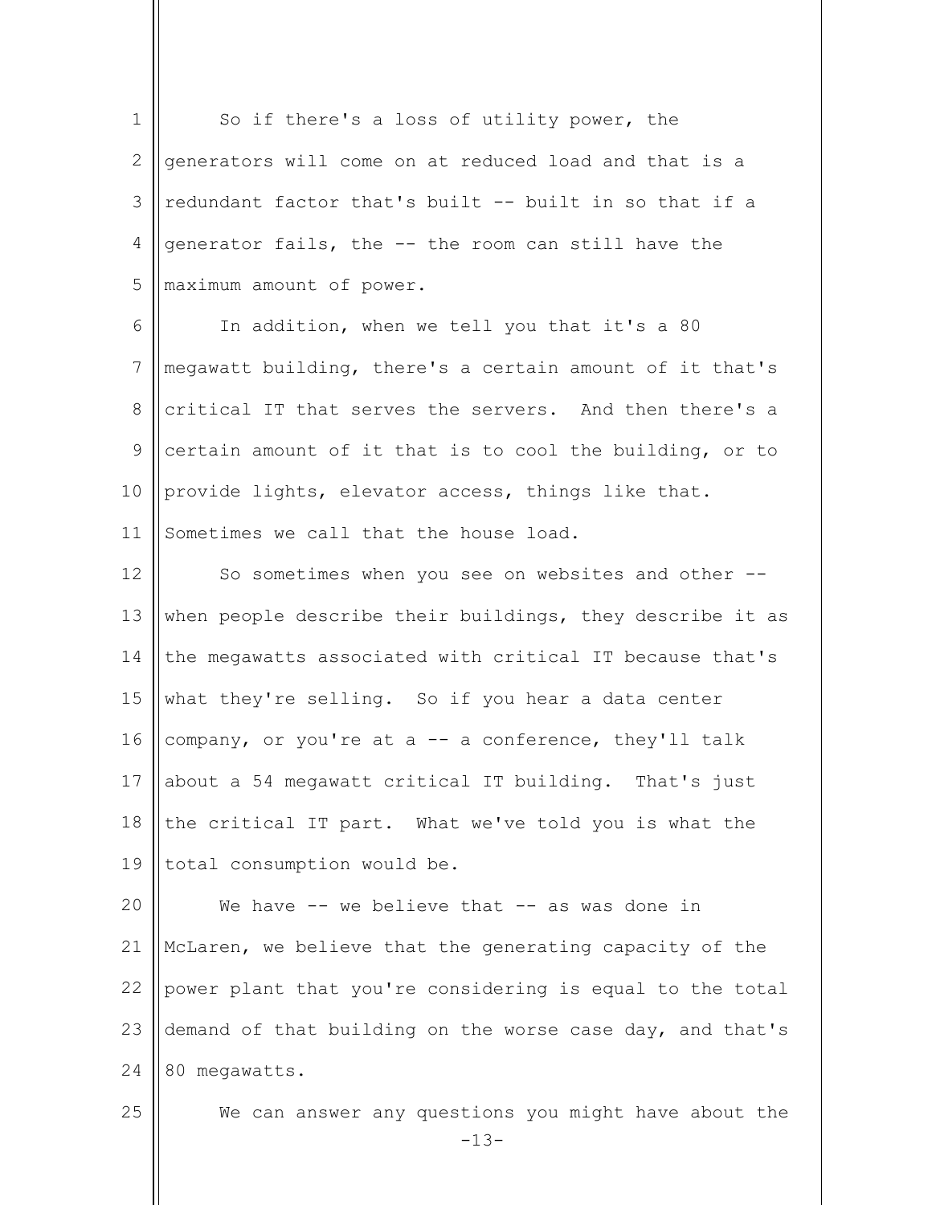So if there's a loss of utility power, the generators will come on at reduced load and that is a redundant factor that's built -- built in so that if a generator fails, the -- the room can still have the maximum amount of power.

In addition, when we tell you that it's a 80 megawatt building, there's a certain amount of it that's critical IT that serves the servers. And then there's a certain amount of it that is to cool the building, or to provide lights, elevator access, things like that. Sometimes we call that the house load.

So sometimes when you see on websites and other -- when people describe their buildings, they describe it as the megawatts associated with critical IT because that's what they're selling. So if you hear a data center company, or you're at a -- a conference, they'll talk about a 54 megawatt critical IT building. That's just the critical IT part. What we've told you is what the total consumption would be.

We have -- we believe that -- as was done in McLaren, we believe that the generating capacity of the power plant that you're considering is equal to the total demand of that building on the worse case day, and that's 80 megawatts.

We can answer any questions you might have about the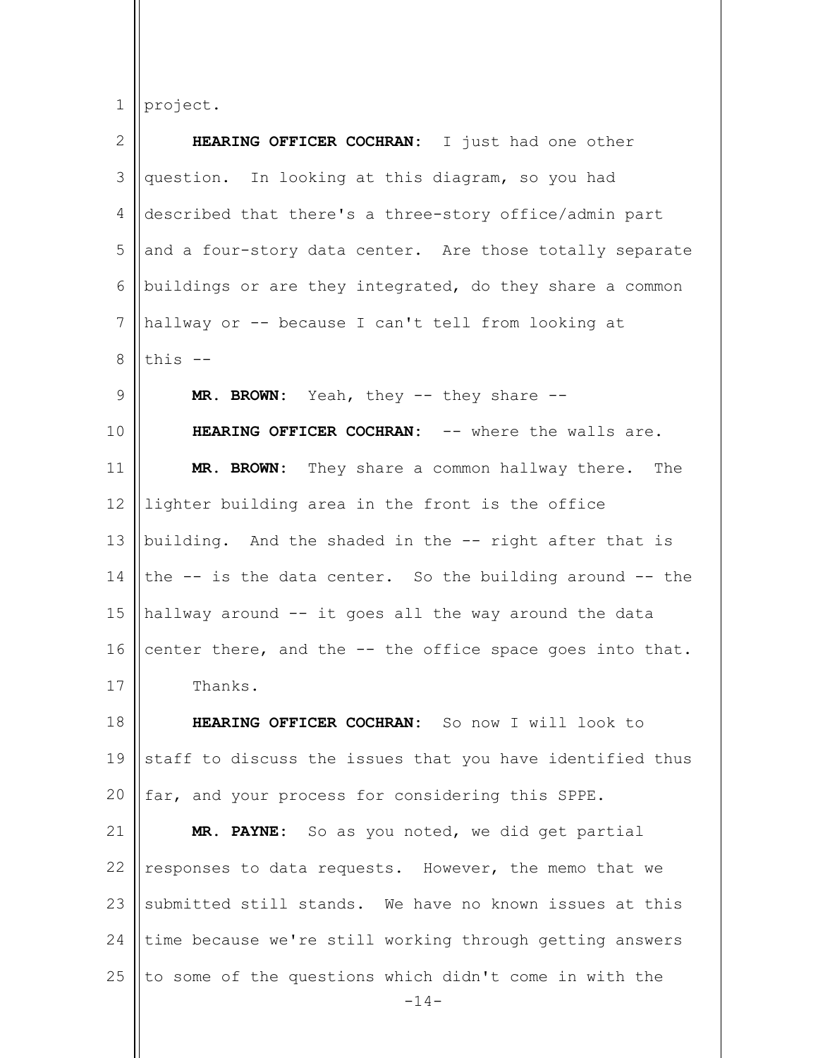project.

**HEARING OFFICER COCHRAN:** I just had one other question. In looking at this diagram, so you had described that there's a three-story office/admin part and a four-story data center. Are those totally separate buildings or are they integrated, do they share a common hallway or -- because I can't tell from looking at this --

**MR. BROWN:** Yeah, they -- they share --

**HEARING OFFICER COCHRAN:** -- where the walls are.

**MR. BROWN:** They share a common hallway there. The lighter building area in the front is the office building. And the shaded in the -- right after that is the -- is the data center. So the building around -- the hallway around -- it goes all the way around the data center there, and the -- the office space goes into that.

Thanks.

**HEARING OFFICER COCHRAN:** So now I will look to staff to discuss the issues that you have identified thus far, and your process for considering this SPPE.

**MR. PAYNE:** So as you noted, we did get partial responses to data requests. However, the memo that we submitted still stands. We have no known issues at this time because we're still working through getting answers to some of the questions which didn't come in with the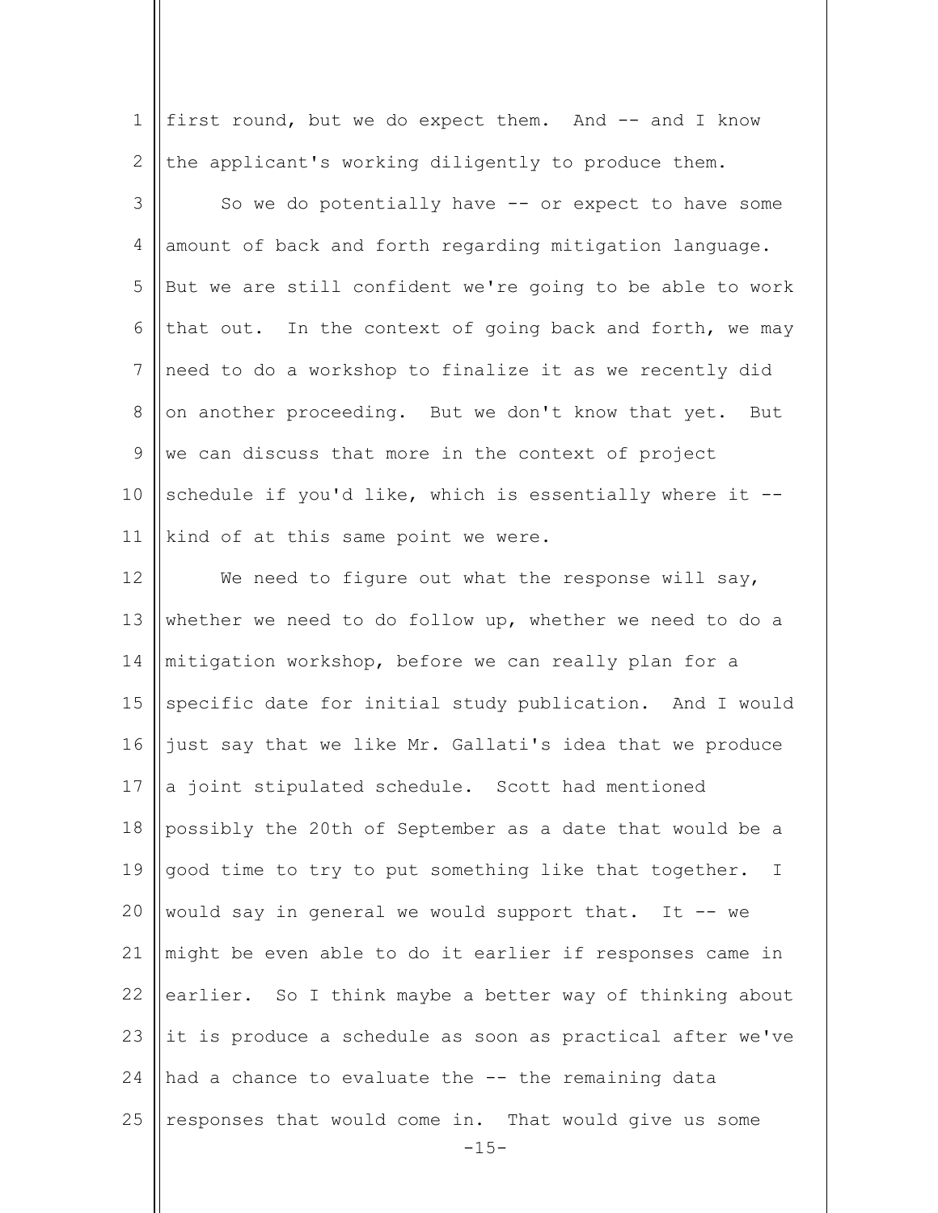first round, but we do expect them. And -- and I know the applicant's working diligently to produce them.

So we do potentially have -- or expect to have some amount of back and forth regarding mitigation language. But we are still confident we're going to be able to work that out. In the context of going back and forth, we may need to do a workshop to finalize it as we recently did on another proceeding. But we don't know that yet. But we can discuss that more in the context of project schedule if you'd like, which is essentially where it -- kind of at this same point we were.

We need to figure out what the response will say, whether we need to do follow up, whether we need to do a mitigation workshop, before we can really plan for a specific date for initial study publication. And I would just say that we like Mr. Gallati's idea that we produce a joint stipulated schedule. Scott had mentioned possibly the 20th of September as a date that would be a good time to try to put something like that together. I would say in general we would support that. It -- we might be even able to do it earlier if responses came in earlier. So I think maybe a better way of thinking about it is produce a schedule as soon as practical after we've had a chance to evaluate the -- the remaining data responses that would come in. That would give us some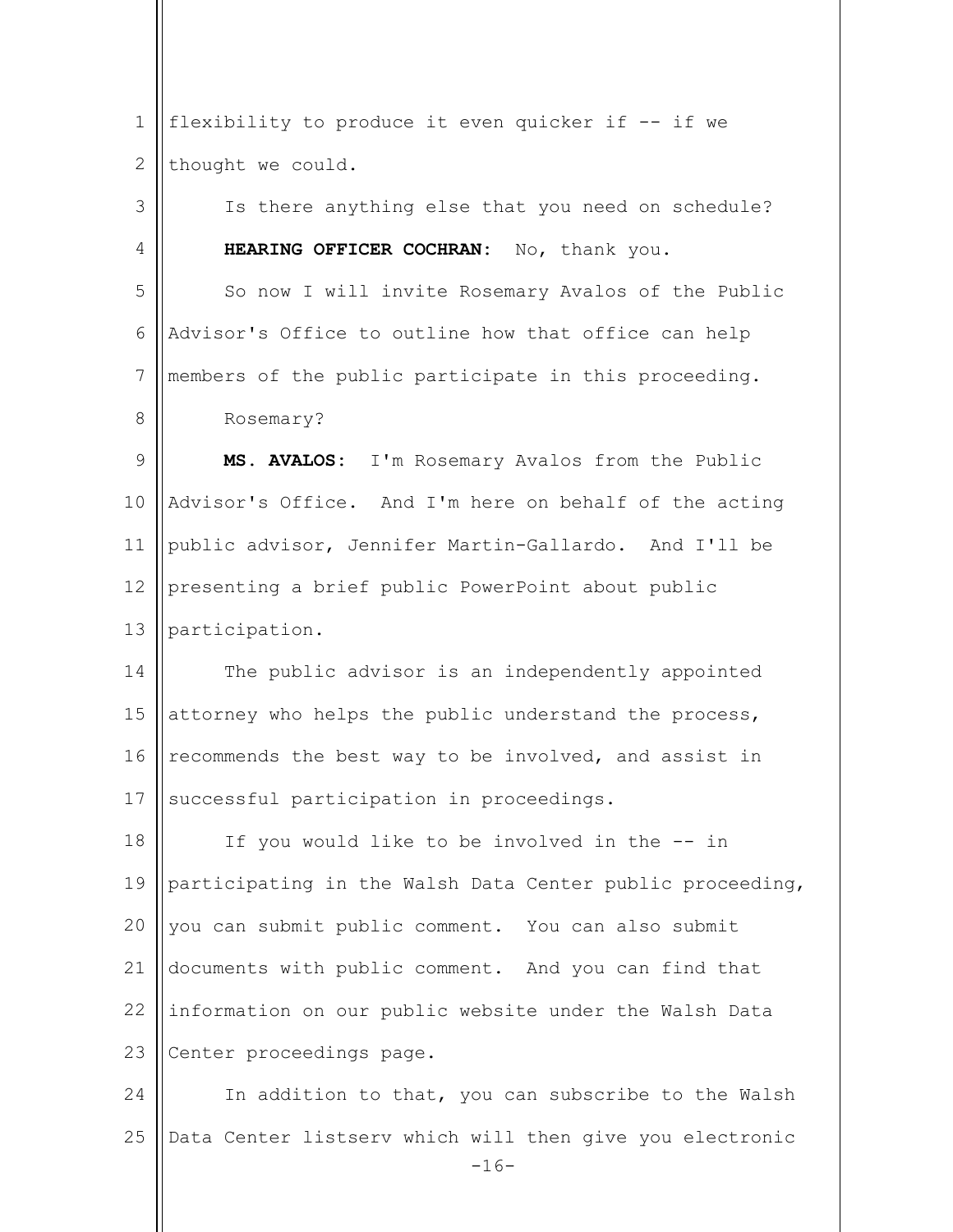flexibility to produce it even quicker if -- if we thought we could.

Is there anything else that you need on schedule?

**HEARING OFFICER COCHRAN:** No, thank you.

So now I will invite Rosemary Avalos of the Public Advisor's Office to outline how that office can help members of the public participate in this proceeding.

Rosemary?

**MS. AVALOS:** I'm Rosemary Avalos from the Public Advisor's Office. And I'm here on behalf of the acting public advisor, Jennifer Martin-Gallardo. And I'll be presenting a brief public PowerPoint about public participation.

The public advisor is an independently appointed attorney who helps the public understand the process, recommends the best way to be involved, and assist in successful participation in proceedings.

If you would like to be involved in the -- in participating in the Walsh Data Center public proceeding, you can submit public comment. You can also submit documents with public comment. And you can find that information on our public website under the Walsh Data Center proceedings page.

In addition to that, you can subscribe to the Walsh Data Center listserv which will then give you electronic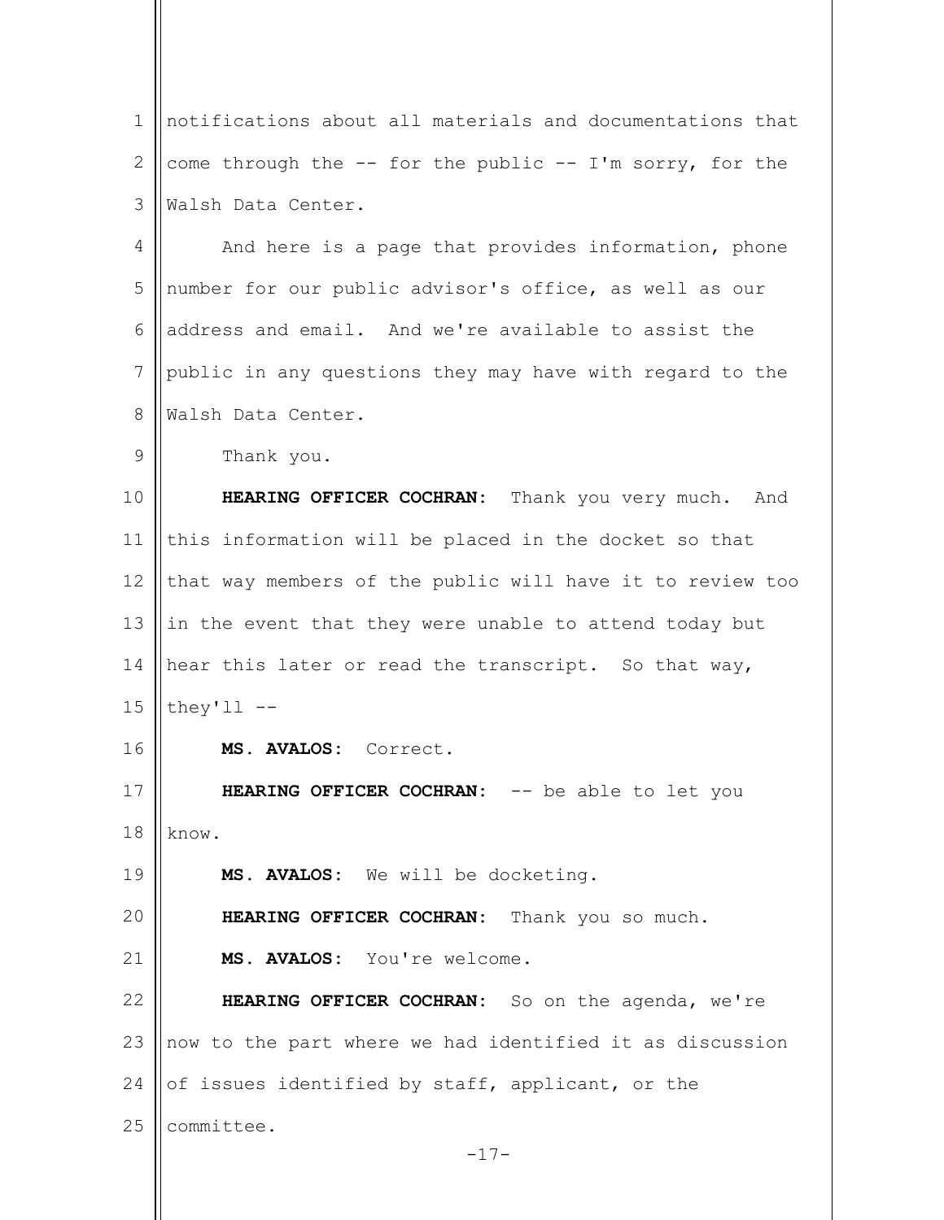notifications about all materials and documentations that come through the -- for the public -- I'm sorry, for the Walsh Data Center.

And here is a page that provides information, phone number for our public advisor's office, as well as our address and email. And we're available to assist the public in any questions they may have with regard to the Walsh Data Center.

Thank you.

**HEARING OFFICER COCHRAN:** Thank you very much. And this information will be placed in the docket so that that way members of the public will have it to review too in the event that they were unable to attend today but hear this later or read the transcript. So that way, they'll --

**MS. AVALOS:** Correct.

**HEARING OFFICER COCHRAN:** -- be able to let you know.

**MS. AVALOS:** We will be docketing.

**HEARING OFFICER COCHRAN:** Thank you so much.

**MS. AVALOS:** You're welcome.

**HEARING OFFICER COCHRAN:** So on the agenda, we're now to the part where we had identified it as discussion of issues identified by staff, applicant, or the committee.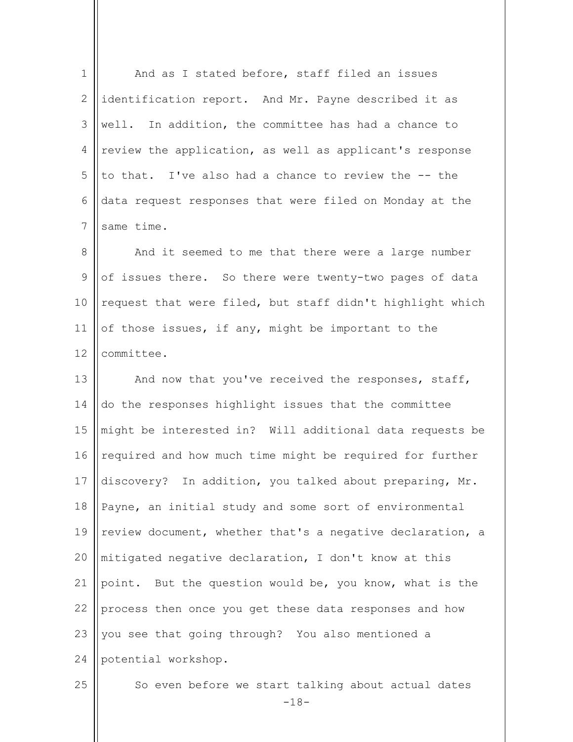And as I stated before, staff filed an issues identification report. And Mr. Payne described it as well. In addition, the committee has had a chance to review the application, as well as applicant's response to that. I've also had a chance to review the -- the data request responses that were filed on Monday at the same time.

And it seemed to me that there were a large number of issues there. So there were twenty-two pages of data request that were filed, but staff didn't highlight which of those issues, if any, might be important to the committee.

And now that you've received the responses, staff, do the responses highlight issues that the committee might be interested in? Will additional data requests be required and how much time might be required for further discovery? In addition, you talked about preparing, Mr. Payne, an initial study and some sort of environmental review document, whether that's a negative declaration, a mitigated negative declaration, I don't know at this point. But the question would be, you know, what is the process then once you get these data responses and how you see that going through? You also mentioned a potential workshop.

So even before we start talking about actual dates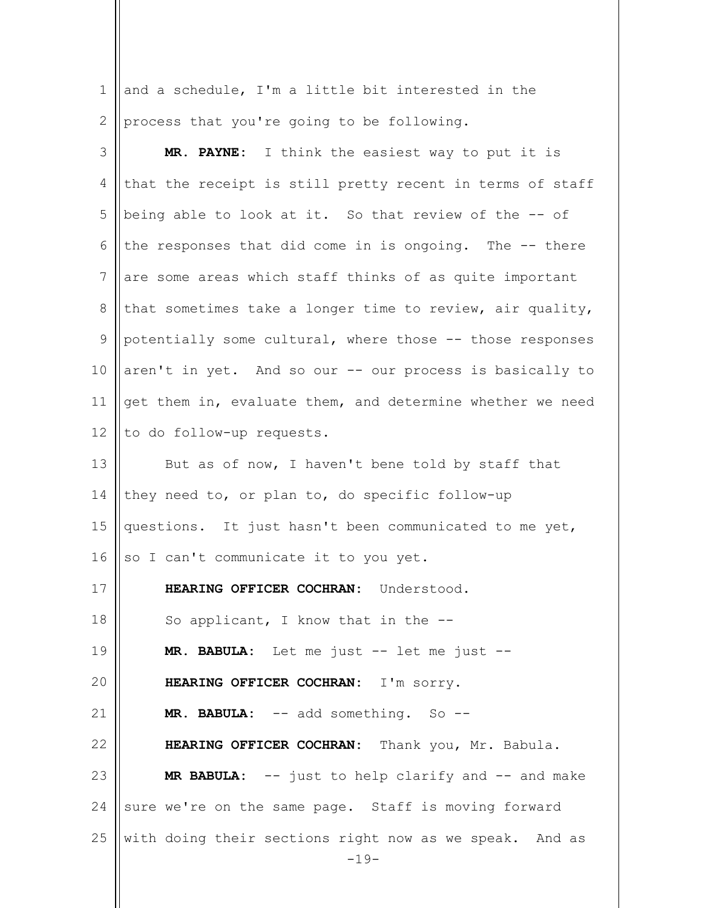and a schedule, I'm a little bit interested in the process that you're going to be following.

**MR. PAYNE:** I think the easiest way to put it is that the receipt is still pretty recent in terms of staff being able to look at it. So that review of the -- of the responses that did come in is ongoing. The -- there are some areas which staff thinks of as quite important that sometimes take a longer time to review, air quality, potentially some cultural, where those -- those responses aren't in yet. And so our -- our process is basically to get them in, evaluate them, and determine whether we need to do follow-up requests.

But as of now, I haven't bene told by staff that they need to, or plan to, do specific follow-up questions. It just hasn't been communicated to me yet, so I can't communicate it to you yet.

**HEARING OFFICER COCHRAN:** Understood.

So applicant, I know that in the --

**MR. BABULA:** Let me just -- let me just --

**HEARING OFFICER COCHRAN:** I'm sorry.

**MR. BABULA:** -- add something. So --

**HEARING OFFICER COCHRAN:** Thank you, Mr. Babula.

**MR BABULA:** -- just to help clarify and -- and make sure we're on the same page. Staff is moving forward with doing their sections right now as we speak. And as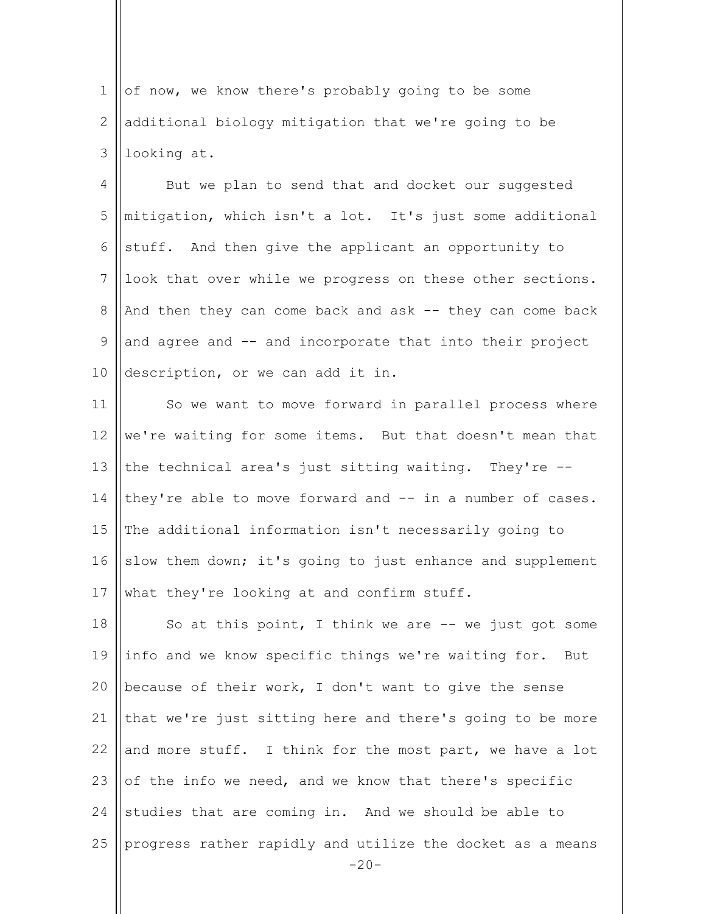of now, we know there's probably going to be some additional biology mitigation that we're going to be looking at.

But we plan to send that and docket our suggested mitigation, which isn't a lot. It's just some additional stuff. And then give the applicant an opportunity to look that over while we progress on these other sections. And then they can come back and ask -- they can come back and agree and -- and incorporate that into their project description, or we can add it in.

So we want to move forward in parallel process where we're waiting for some items. But that doesn't mean that the technical area's just sitting waiting. They're -- they're able to move forward and -- in a number of cases. The additional information isn't necessarily going to slow them down; it's going to just enhance and supplement what they're looking at and confirm stuff.

So at this point, I think we are -- we just got some info and we know specific things we're waiting for. But because of their work, I don't want to give the sense that we're just sitting here and there's going to be more and more stuff. I think for the most part, we have a lot of the info we need, and we know that there's specific studies that are coming in. And we should be able to progress rather rapidly and utilize the docket as a means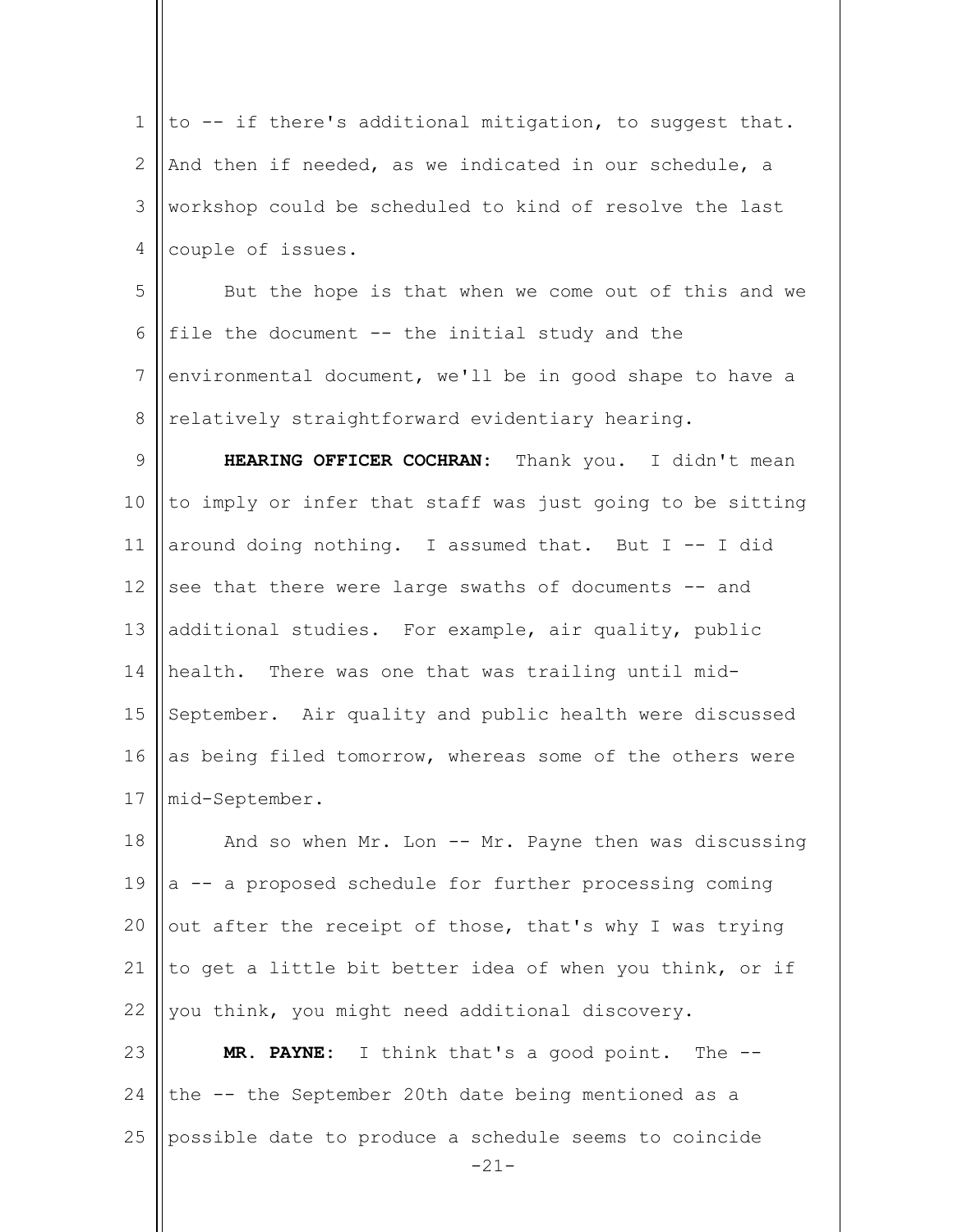to -- if there's additional mitigation, to suggest that. And then if needed, as we indicated in our schedule, a workshop could be scheduled to kind of resolve the last couple of issues.

But the hope is that when we come out of this and we file the document -- the initial study and the environmental document, we'll be in good shape to have a relatively straightforward evidentiary hearing.

**HEARING OFFICER COCHRAN:** Thank you. I didn't mean to imply or infer that staff was just going to be sitting around doing nothing. I assumed that. But I -- I did see that there were large swaths of documents -- and additional studies. For example, air quality, public health. There was one that was trailing until mid-September. Air quality and public health were discussed as being filed tomorrow, whereas some of the others were mid-September.

And so when Mr. Lon -- Mr. Payne then was discussing a -- a proposed schedule for further processing coming out after the receipt of those, that's why I was trying to get a little bit better idea of when you think, or if you think, you might need additional discovery.

**MR. PAYNE:** I think that's a good point. The -- the -- the September 20th date being mentioned as a possible date to produce a schedule seems to coincide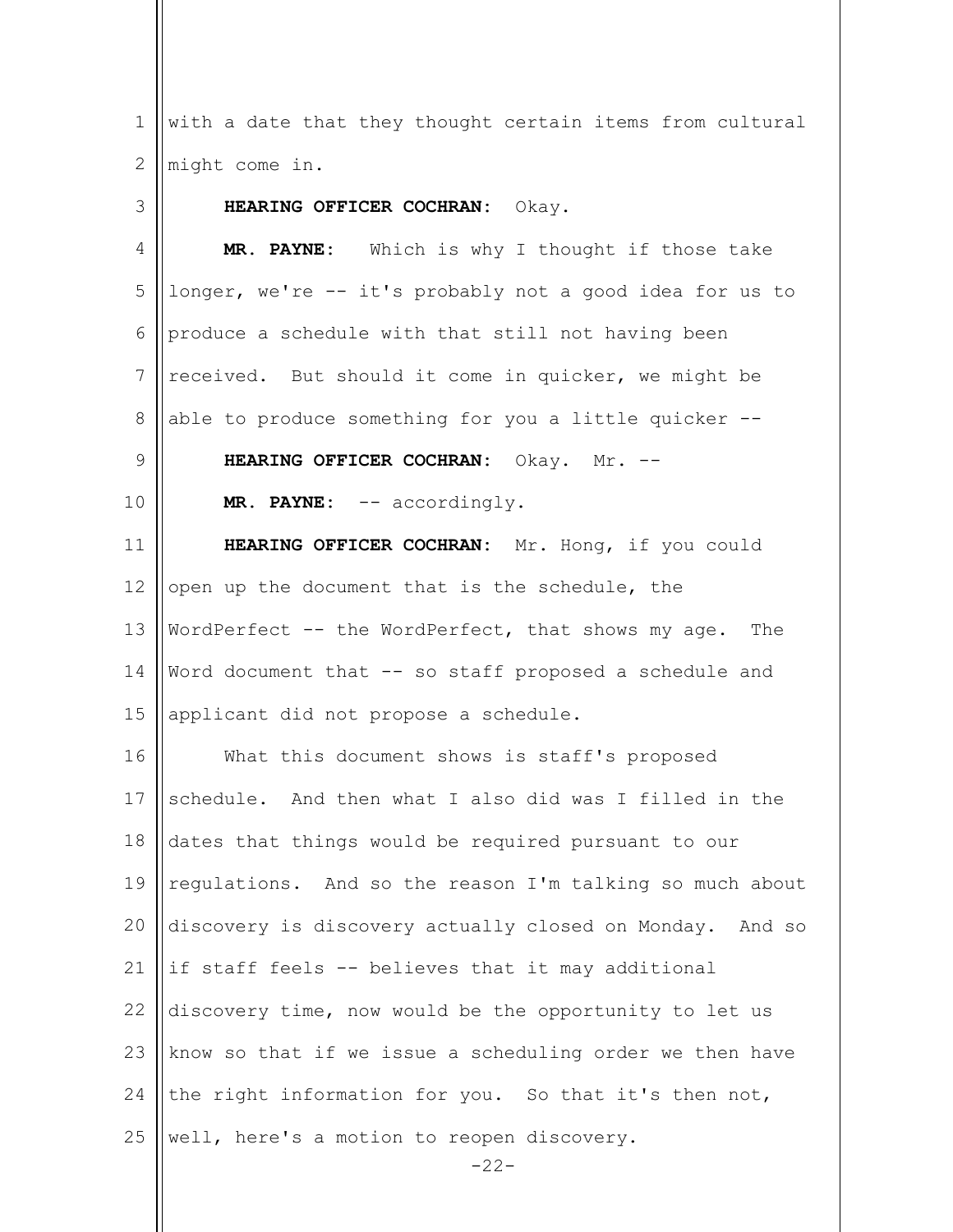with a date that they thought certain items from cultural might come in.

**HEARING OFFICER COCHRAN:** Okay.

**MR. PAYNE:** Which is why I thought if those take longer, we're -- it's probably not a good idea for us to produce a schedule with that still not having been received. But should it come in quicker, we might be able to produce something for you a little quicker --

**HEARING OFFICER COCHRAN:** Okay. Mr. --

**MR. PAYNE:** -- accordingly.

**HEARING OFFICER COCHRAN:** Mr. Hong, if you could open up the document that is the schedule, the WordPerfect -- the WordPerfect, that shows my age. The Word document that -- so staff proposed a schedule and applicant did not propose a schedule.

What this document shows is staff's proposed schedule. And then what I also did was I filled in the dates that things would be required pursuant to our regulations. And so the reason I'm talking so much about discovery is discovery actually closed on Monday. And so if staff feels -- believes that it may additional discovery time, now would be the opportunity to let us know so that if we issue a scheduling order we then have the right information for you. So that it's then not, well, here's a motion to reopen discovery.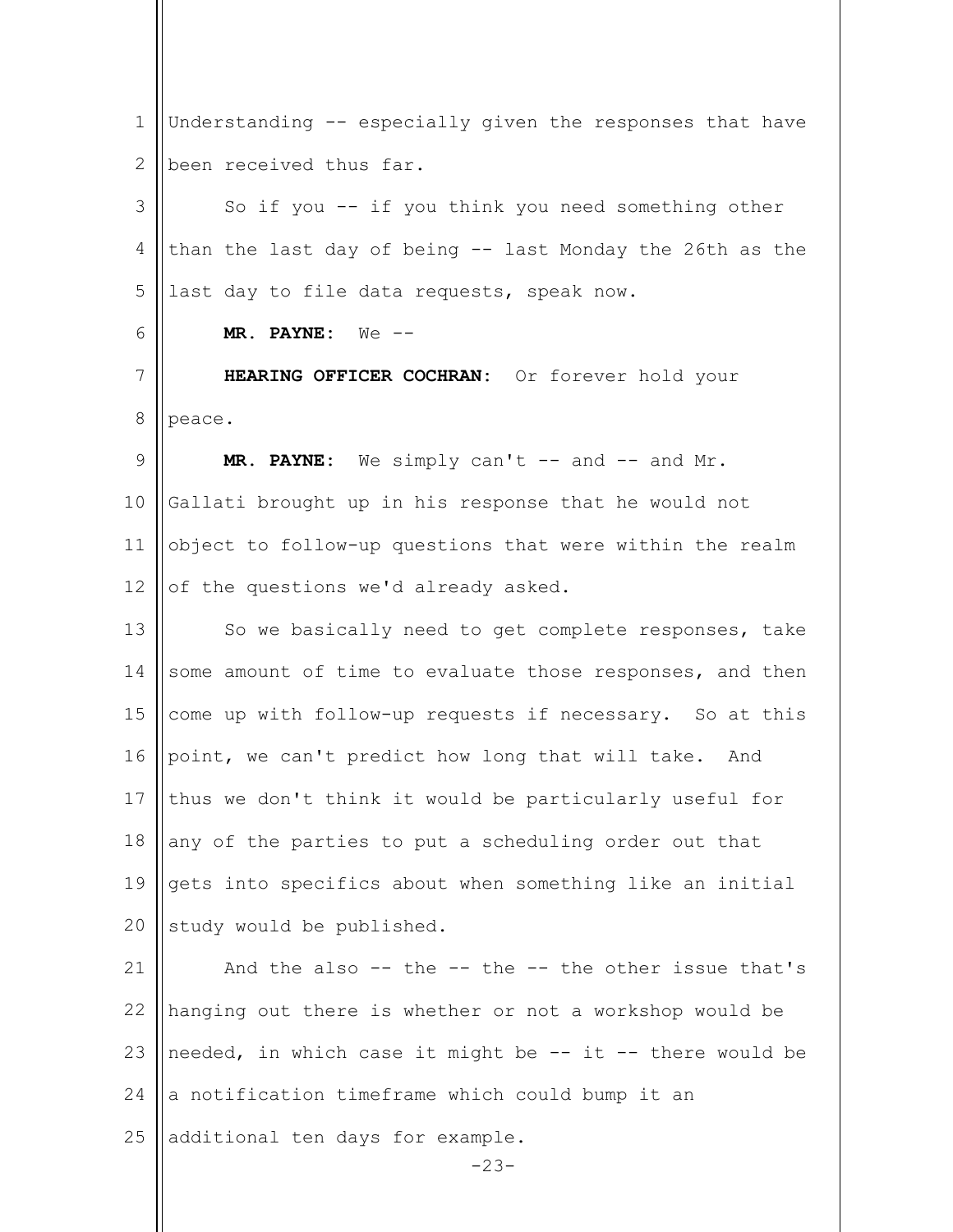Understanding -- especially given the responses that have been received thus far.

So if you -- if you think you need something other than the last day of being -- last Monday the 26th as the last day to file data requests, speak now.

**MR. PAYNE:** We --

**HEARING OFFICER COCHRAN:** Or forever hold your peace.

**MR. PAYNE:** We simply can't -- and -- and Mr. Gallati brought up in his response that he would not object to follow-up questions that were within the realm of the questions we'd already asked.

So we basically need to get complete responses, take some amount of time to evaluate those responses, and then come up with follow-up requests if necessary. So at this point, we can't predict how long that will take. And thus we don't think it would be particularly useful for any of the parties to put a scheduling order out that gets into specifics about when something like an initial study would be published.

And the also -- the -- the -- the other issue that's hanging out there is whether or not a workshop would be needed, in which case it might be -- it -- there would be a notification timeframe which could bump it an additional ten days for example.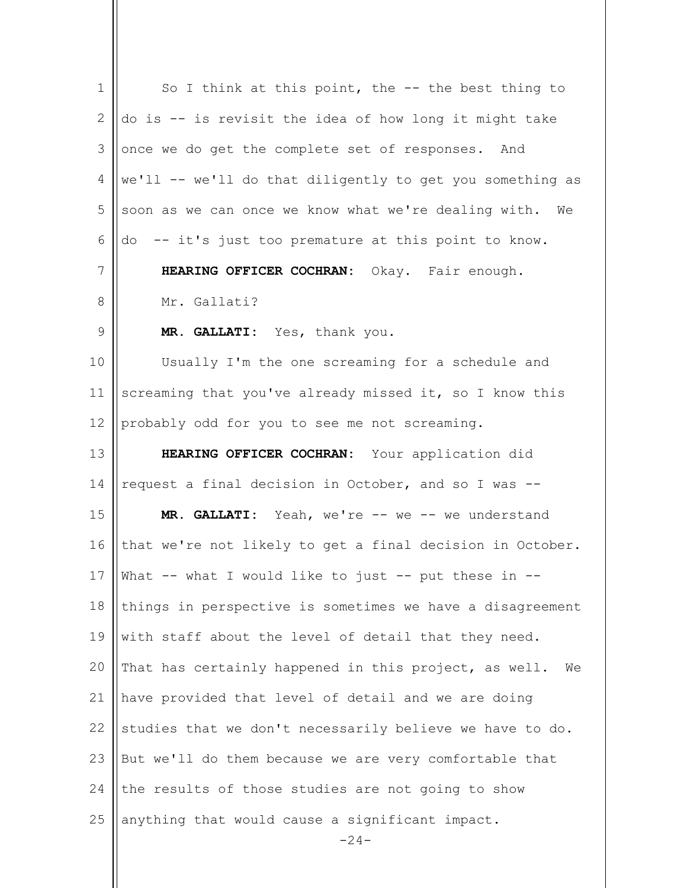So I think at this point, the -- the best thing to do is -- is revisit the idea of how long it might take once we do get the complete set of responses. And we'll -- we'll do that diligently to get you something as soon as we can once we know what we're dealing with. We do -- it's just too premature at this point to know.

**HEARING OFFICER COCHRAN:** Okay. Fair enough.

Mr. Gallati?

**MR. GALLATI:** Yes, thank you.

Usually I'm the one screaming for a schedule and screaming that you've already missed it, so I know this probably odd for you to see me not screaming.

**HEARING OFFICER COCHRAN:** Your application did request a final decision in October, and so I was --

**MR. GALLATI:** Yeah, we're -- we -- we understand that we're not likely to get a final decision in October. What -- what I would like to just -- put these in -- things in perspective is sometimes we have a disagreement with staff about the level of detail that they need. That has certainly happened in this project, as well. We have provided that level of detail and we are doing studies that we don't necessarily believe we have to do. But we'll do them because we are very comfortable that the results of those studies are not going to show anything that would cause a significant impact.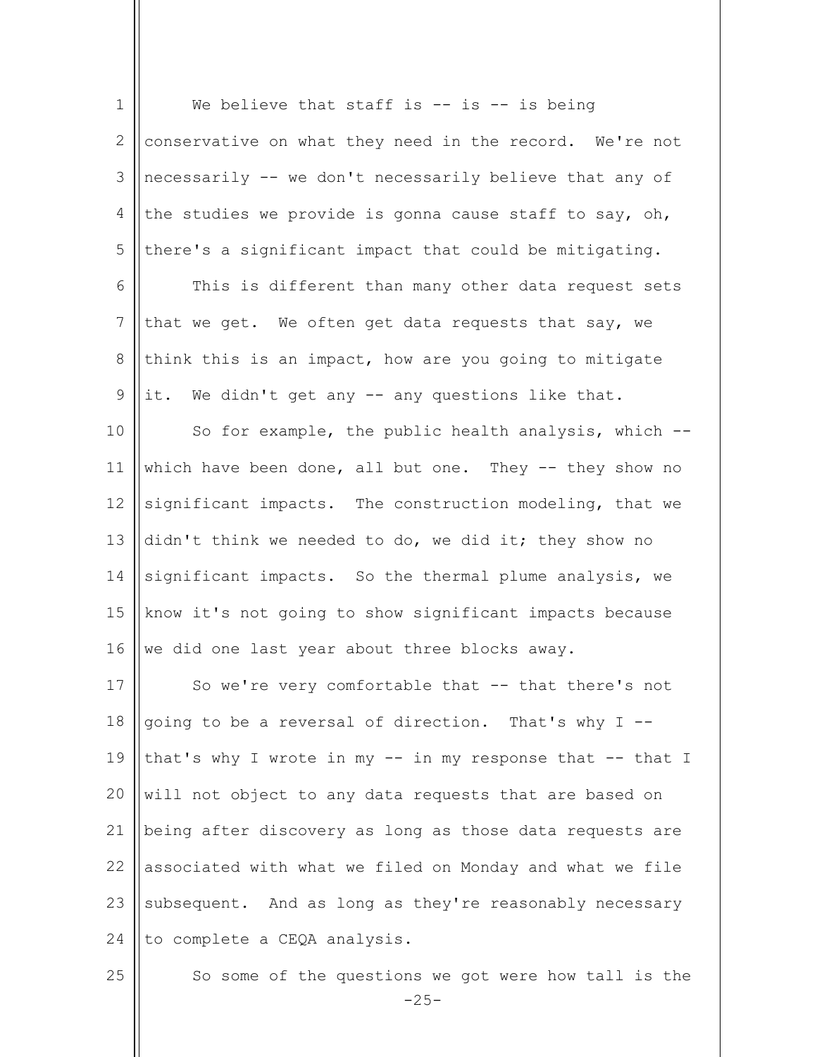We believe that staff is -- is -- is being conservative on what they need in the record. We're not necessarily -- we don't necessarily believe that any of the studies we provide is gonna cause staff to say, oh, there's a significant impact that could be mitigating.

This is different than many other data request sets that we get. We often get data requests that say, we think this is an impact, how are you going to mitigate it. We didn't get any -- any questions like that.

So for example, the public health analysis, which -- which have been done, all but one. They -- they show no significant impacts. The construction modeling, that we didn't think we needed to do, we did it; they show no significant impacts. So the thermal plume analysis, we know it's not going to show significant impacts because we did one last year about three blocks away.

So we're very comfortable that -- that there's not going to be a reversal of direction. That's why I -- that's why I wrote in my -- in my response that -- that I will not object to any data requests that are based on being after discovery as long as those data requests are associated with what we filed on Monday and what we file subsequent. And as long as they're reasonably necessary to complete a CEQA analysis.

So some of the questions we got were how tall is the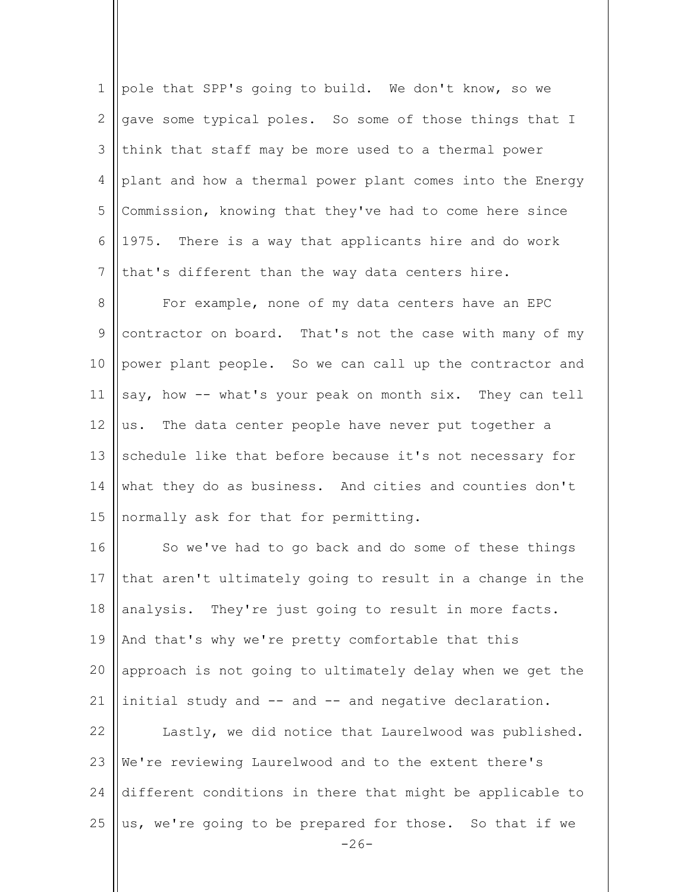pole that SPP's going to build. We don't know, so we gave some typical poles. So some of those things that I think that staff may be more used to a thermal power plant and how a thermal power plant comes into the Energy Commission, knowing that they've had to come here since 1975. There is a way that applicants hire and do work that's different than the way data centers hire.

For example, none of my data centers have an EPC contractor on board. That's not the case with many of my power plant people. So we can call up the contractor and say, how -- what's your peak on month six. They can tell us. The data center people have never put together a schedule like that before because it's not necessary for what they do as business. And cities and counties don't normally ask for that for permitting.

So we've had to go back and do some of these things that aren't ultimately going to result in a change in the analysis. They're just going to result in more facts. And that's why we're pretty comfortable that this approach is not going to ultimately delay when we get the initial study and -- and -- and negative declaration.

Lastly, we did notice that Laurelwood was published. We're reviewing Laurelwood and to the extent there's different conditions in there that might be applicable to us, we're going to be prepared for those. So that if we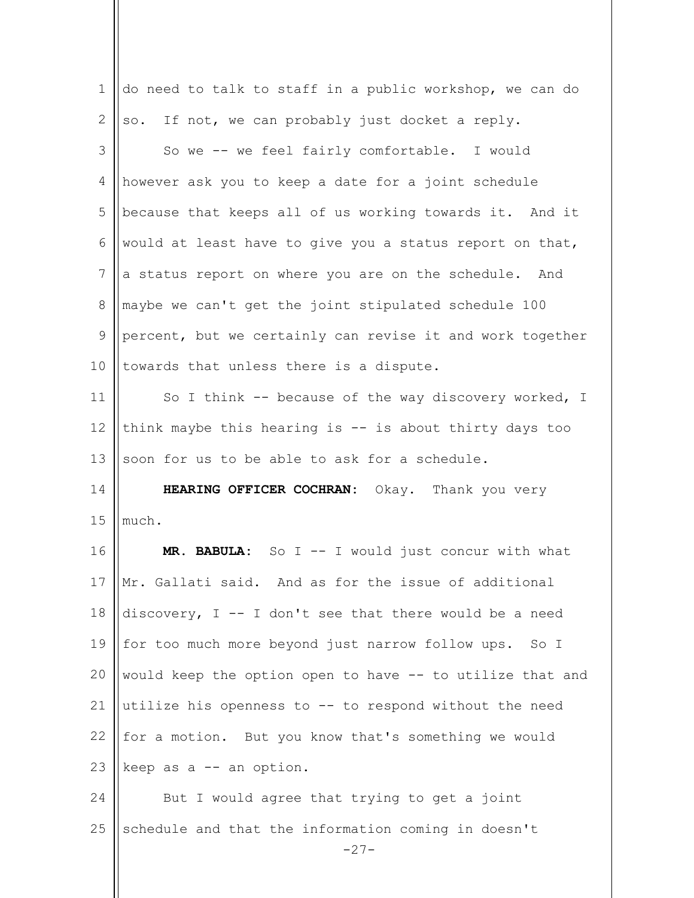do need to talk to staff in a public workshop, we can do so. If not, we can probably just docket a reply.

So we -- we feel fairly comfortable. I would however ask you to keep a date for a joint schedule because that keeps all of us working towards it. And it would at least have to give you a status report on that, a status report on where you are on the schedule. And maybe we can't get the joint stipulated schedule 100 percent, but we certainly can revise it and work together towards that unless there is a dispute.

So I think -- because of the way discovery worked, I think maybe this hearing is -- is about thirty days too soon for us to be able to ask for a schedule.

**HEARING OFFICER COCHRAN:** Okay. Thank you very much.

**MR. BABULA:** So I -- I would just concur with what Mr. Gallati said. And as for the issue of additional discovery, I -- I don't see that there would be a need for too much more beyond just narrow follow ups. So I would keep the option open to have -- to utilize that and utilize his openness to -- to respond without the need for a motion. But you know that's something we would keep as a -- an option.

But I would agree that trying to get a joint schedule and that the information coming in doesn't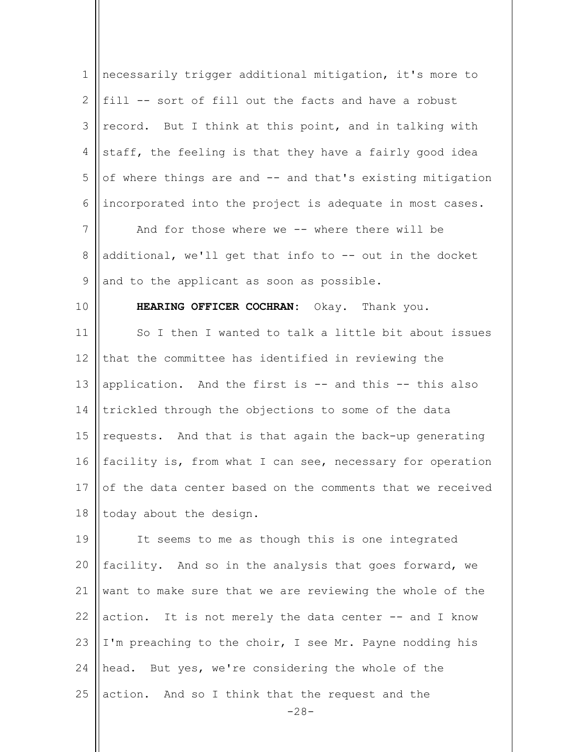necessarily trigger additional mitigation, it's more to fill -- sort of fill out the facts and have a robust record. But I think at this point, and in talking with staff, the feeling is that they have a fairly good idea of where things are and -- and that's existing mitigation incorporated into the project is adequate in most cases.

And for those where we -- where there will be additional, we'll get that info to -- out in the docket and to the applicant as soon as possible.

**HEARING OFFICER COCHRAN:** Okay. Thank you.

So I then I wanted to talk a little bit about issues that the committee has identified in reviewing the application. And the first is -- and this -- this also trickled through the objections to some of the data requests. And that is that again the back-up generating facility is, from what I can see, necessary for operation of the data center based on the comments that we received today about the design.

It seems to me as though this is one integrated facility. And so in the analysis that goes forward, we want to make sure that we are reviewing the whole of the action. It is not merely the data center -- and I know I'm preaching to the choir, I see Mr. Payne nodding his head. But yes, we're considering the whole of the action. And so I think that the request and the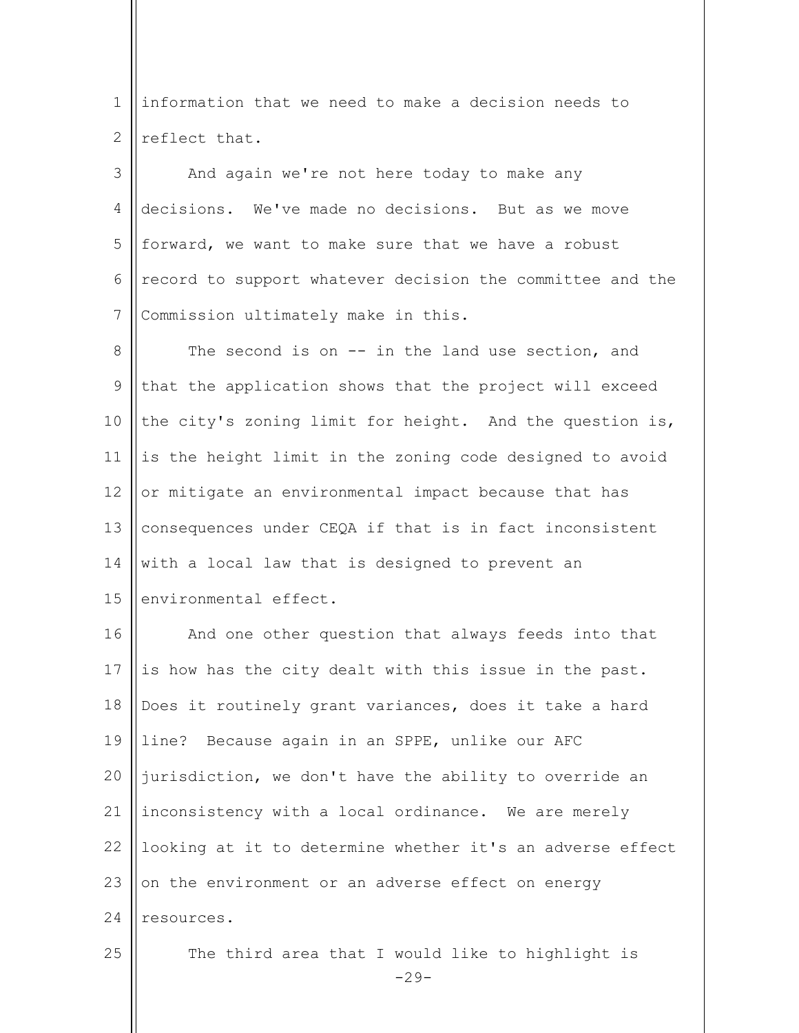information that we need to make a decision needs to reflect that.

And again we're not here today to make any decisions. We've made no decisions. But as we move forward, we want to make sure that we have a robust record to support whatever decision the committee and the Commission ultimately make in this.

The second is on -- in the land use section, and that the application shows that the project will exceed the city's zoning limit for height. And the question is, is the height limit in the zoning code designed to avoid or mitigate an environmental impact because that has consequences under CEQA if that is in fact inconsistent with a local law that is designed to prevent an environmental effect.

And one other question that always feeds into that is how has the city dealt with this issue in the past. Does it routinely grant variances, does it take a hard line? Because again in an SPPE, unlike our AFC jurisdiction, we don't have the ability to override an inconsistency with a local ordinance. We are merely looking at it to determine whether it's an adverse effect on the environment or an adverse effect on energy resources.

The third area that I would like to highlight is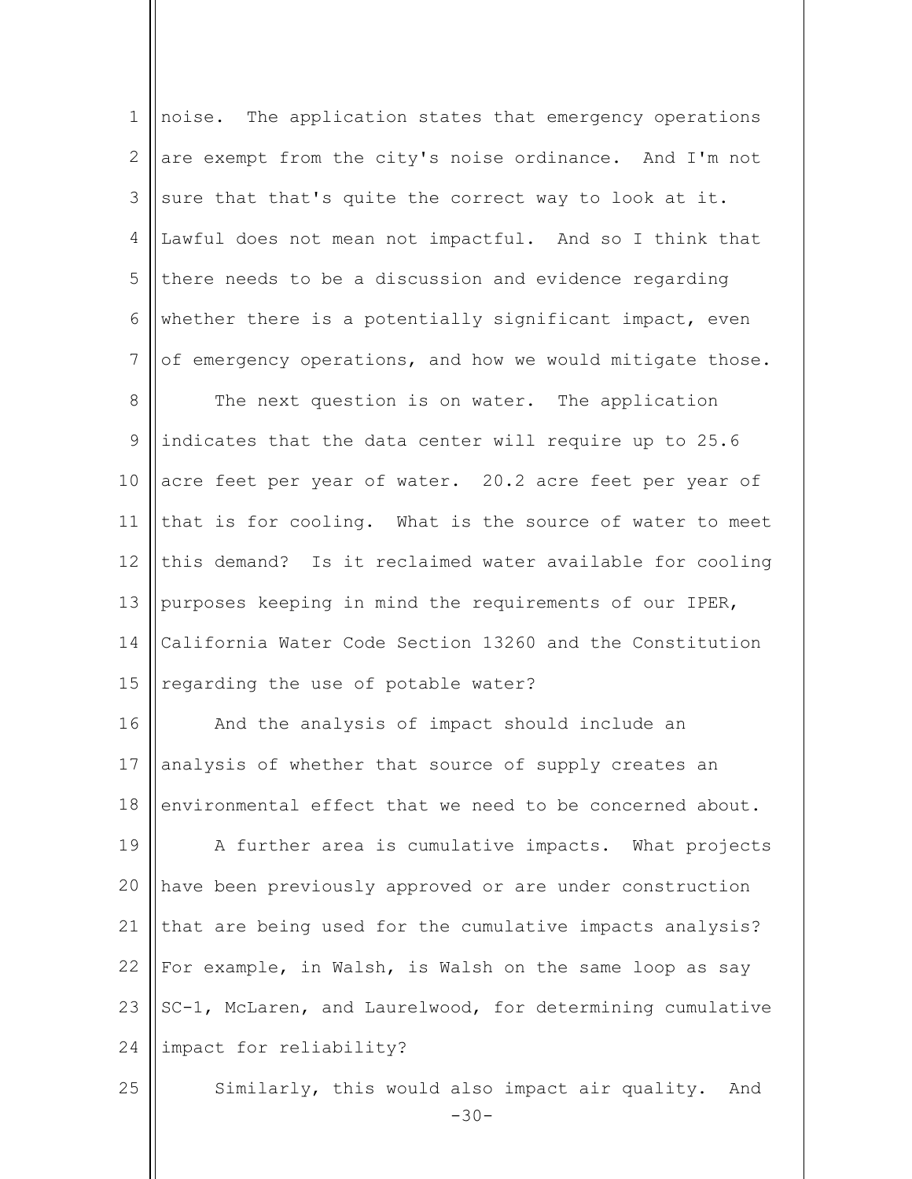noise. The application states that emergency operations are exempt from the city's noise ordinance. And I'm not sure that that's quite the correct way to look at it. Lawful does not mean not impactful. And so I think that there needs to be a discussion and evidence regarding whether there is a potentially significant impact, even of emergency operations, and how we would mitigate those.

The next question is on water. The application indicates that the data center will require up to 25.6 acre feet per year of water. 20.2 acre feet per year of that is for cooling. What is the source of water to meet this demand? Is it reclaimed water available for cooling purposes keeping in mind the requirements of our IPER, California Water Code Section 13260 and the Constitution regarding the use of potable water?

And the analysis of impact should include an analysis of whether that source of supply creates an environmental effect that we need to be concerned about.

A further area is cumulative impacts. What projects have been previously approved or are under construction that are being used for the cumulative impacts analysis? For example, in Walsh, is Walsh on the same loop as say SC-1, McLaren, and Laurelwood, for determining cumulative impact for reliability?

Similarly, this would also impact air quality. And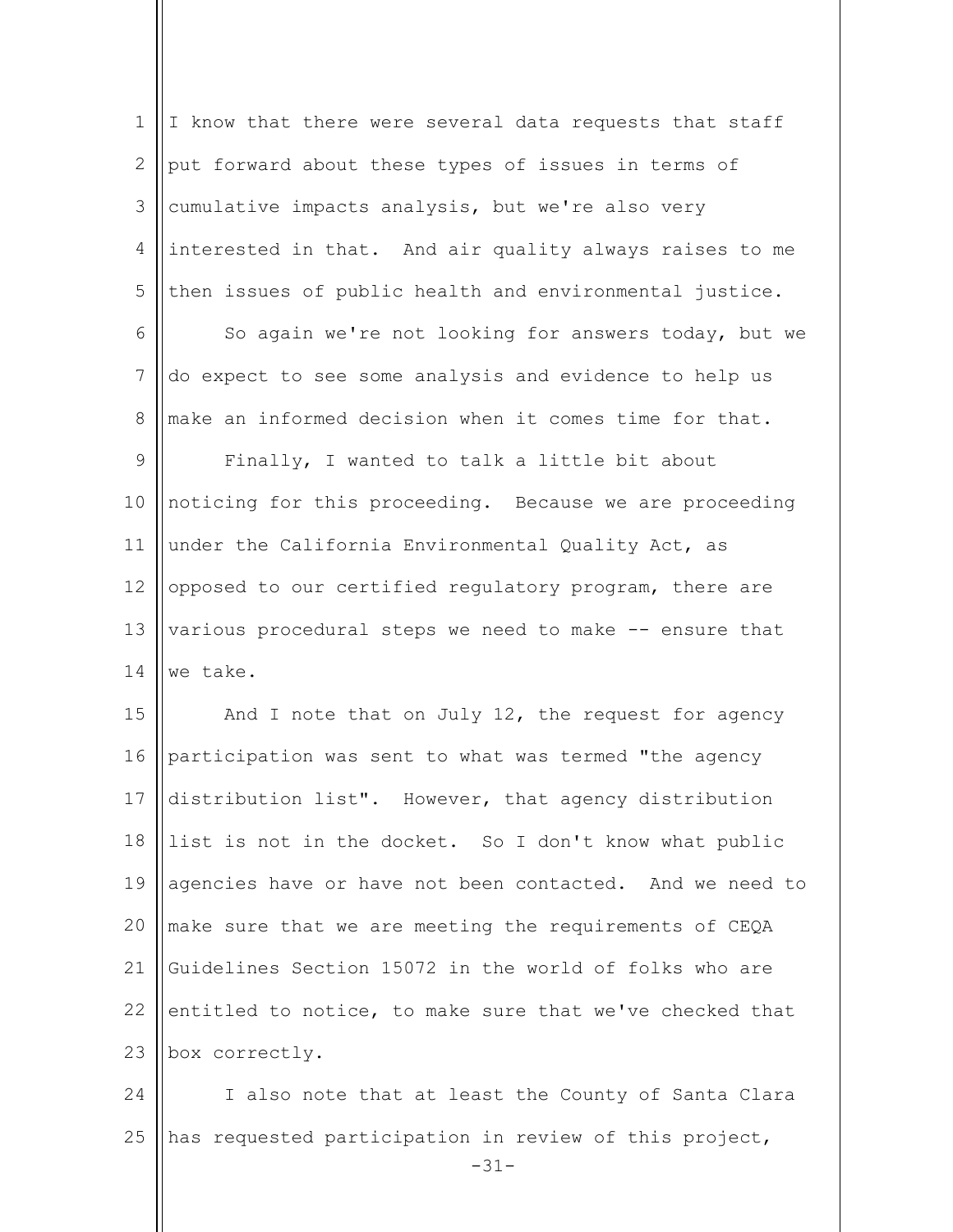I know that there were several data requests that staff put forward about these types of issues in terms of cumulative impacts analysis, but we're also very interested in that. And air quality always raises to me then issues of public health and environmental justice.

So again we're not looking for answers today, but we do expect to see some analysis and evidence to help us make an informed decision when it comes time for that.

Finally, I wanted to talk a little bit about noticing for this proceeding. Because we are proceeding under the California Environmental Quality Act, as opposed to our certified regulatory program, there are various procedural steps we need to make -- ensure that we take.

And I note that on July 12, the request for agency participation was sent to what was termed "the agency distribution list". However, that agency distribution list is not in the docket. So I don't know what public agencies have or have not been contacted. And we need to make sure that we are meeting the requirements of CEQA Guidelines Section 15072 in the world of folks who are entitled to notice, to make sure that we've checked that box correctly.

I also note that at least the County of Santa Clara has requested participation in review of this project,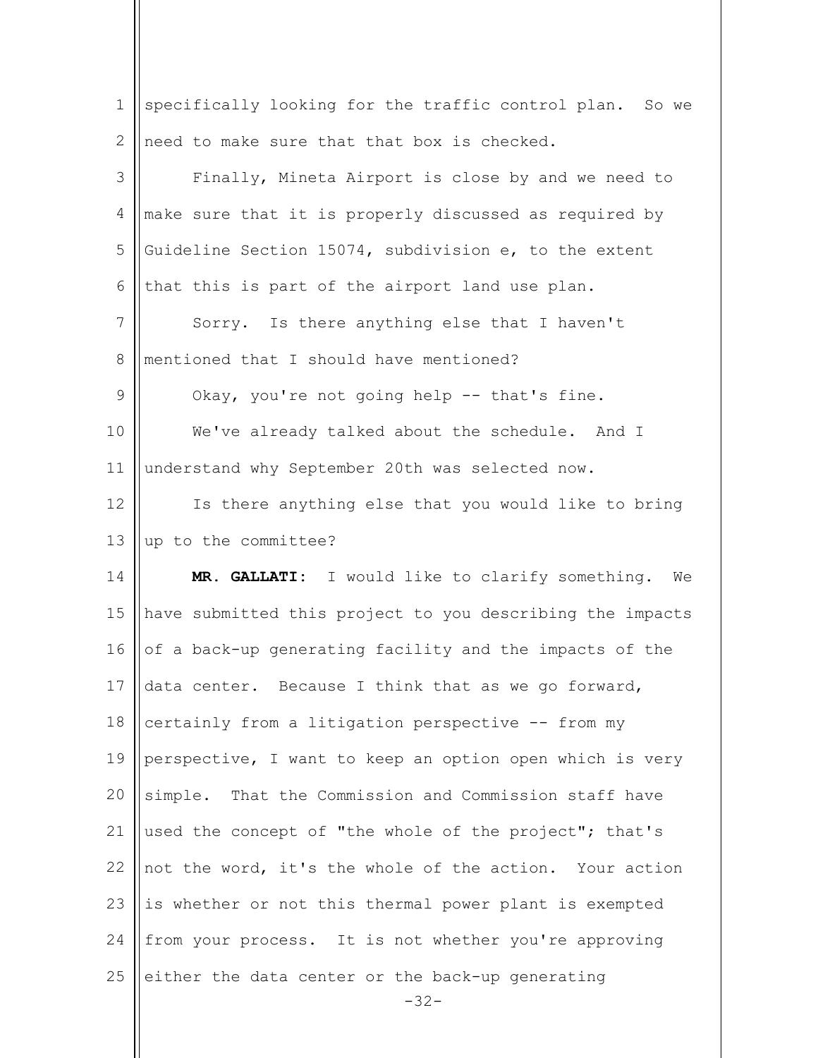specifically looking for the traffic control plan. So we need to make sure that that box is checked.

Finally, Mineta Airport is close by and we need to make sure that it is properly discussed as required by Guideline Section 15074, subdivision e, to the extent that this is part of the airport land use plan.

Sorry. Is there anything else that I haven't mentioned that I should have mentioned?

Okay, you're not going help -- that's fine.

We've already talked about the schedule. And I understand why September 20th was selected now.

Is there anything else that you would like to bring up to the committee?

**MR. GALLATI:** I would like to clarify something. We have submitted this project to you describing the impacts of a back-up generating facility and the impacts of the data center. Because I think that as we go forward, certainly from a litigation perspective -- from my perspective, I want to keep an option open which is very simple. That the Commission and Commission staff have used the concept of "the whole of the project"; that's not the word, it's the whole of the action. Your action is whether or not this thermal power plant is exempted from your process. It is not whether you're approving either the data center or the back-up generating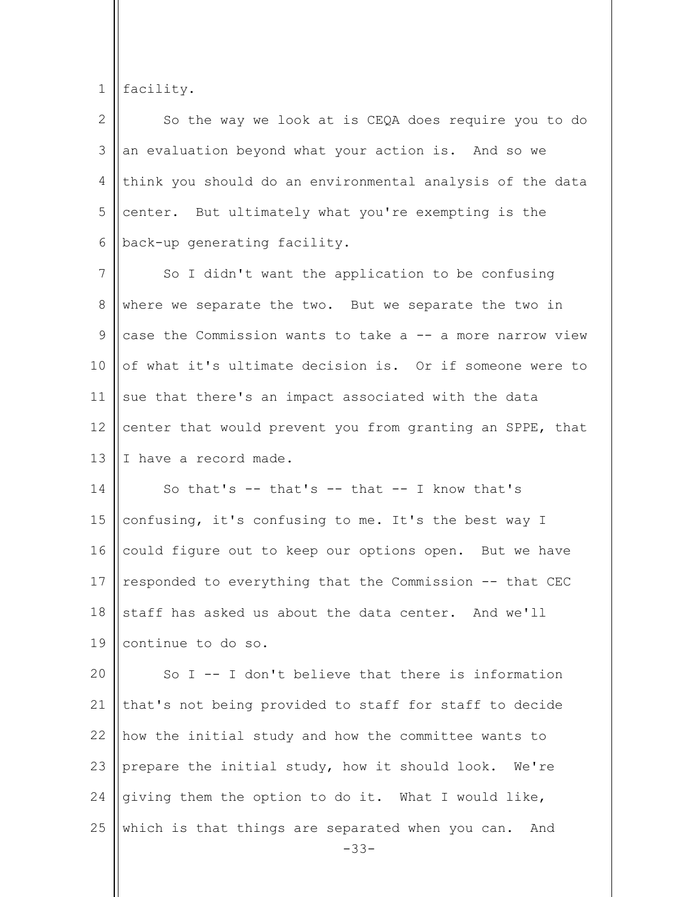facility.

So the way we look at is CEQA does require you to do an evaluation beyond what your action is. And so we think you should do an environmental analysis of the data center. But ultimately what you're exempting is the back-up generating facility.

So I didn't want the application to be confusing where we separate the two. But we separate the two in case the Commission wants to take a -- a more narrow view of what it's ultimate decision is. Or if someone were to sue that there's an impact associated with the data center that would prevent you from granting an SPPE, that I have a record made.

So that's -- that's -- that -- I know that's confusing, it's confusing to me. It's the best way I could figure out to keep our options open. But we have responded to everything that the Commission -- that CEC staff has asked us about the data center. And we'll continue to do so.

So I -- I don't believe that there is information that's not being provided to staff for staff to decide how the initial study and how the committee wants to prepare the initial study, how it should look. We're giving them the option to do it. What I would like, which is that things are separated when you can. And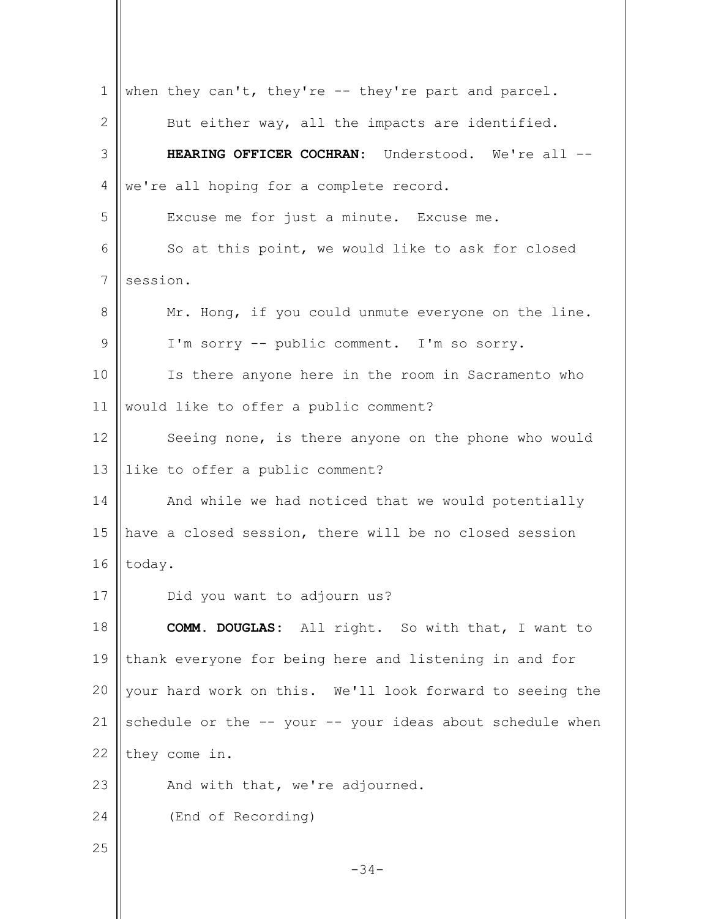when they can't, they're -- they're part and parcel.

But either way, all the impacts are identified.

**HEARING OFFICER COCHRAN:** Understood. We're all -- we're all hoping for a complete record.

Excuse me for just a minute. Excuse me.

So at this point, we would like to ask for closed session.

Mr. Hong, if you could unmute everyone on the line.

I'm sorry -- public comment. I'm so sorry.

Is there anyone here in the room in Sacramento who would like to offer a public comment?

Seeing none, is there anyone on the phone who would like to offer a public comment?

And while we had noticed that we would potentially have a closed session, there will be no closed session today.

Did you want to adjourn us?

**COMM. DOUGLAS:** All right. So with that, I want to thank everyone for being here and listening in and for your hard work on this. We'll look forward to seeing the schedule or the -- your -- your ideas about schedule when they come in.

And with that, we're adjourned.

(End of Recording)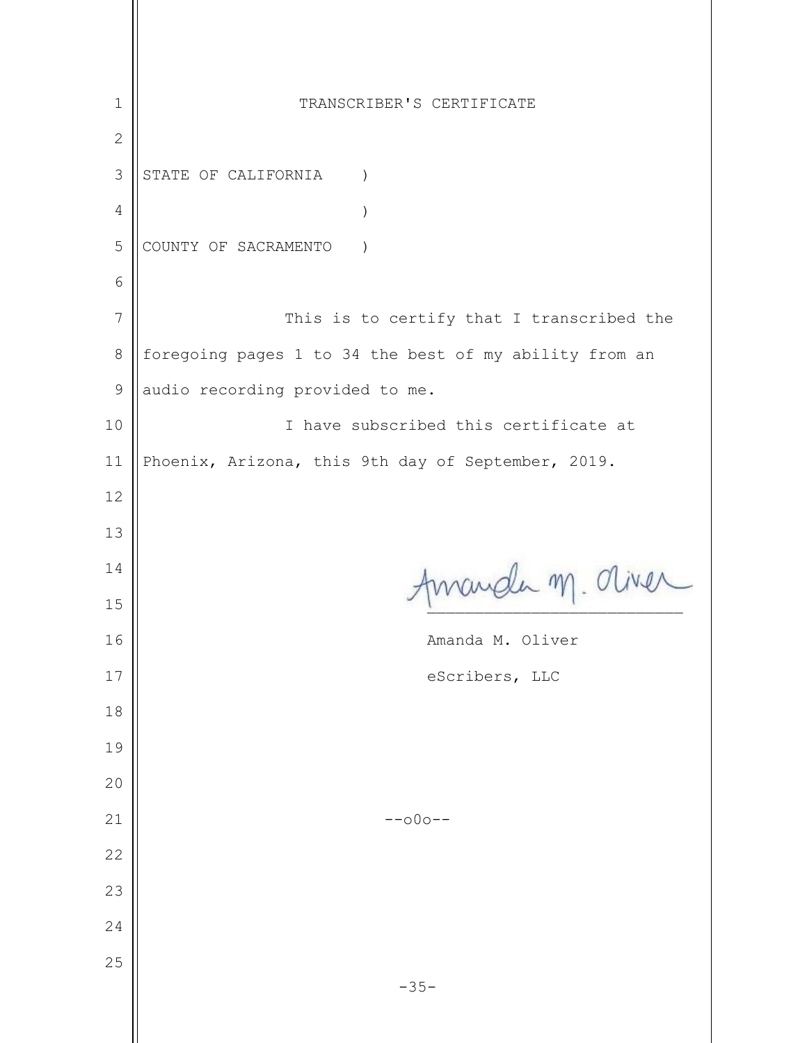# TRANSCRIBER'S CERTIFICATE

STATE OF CALIFORNIA )
)
COUNTY OF SACRAMENTO )

This is to certify that I transcribed the foregoing pages 1 to 34 the best of my ability from an audio recording provided to me.

I have subscribed this certificate at Phoenix, Arizona, this 9th day of September, 2019.

Amanda M. Oliver

_____________________________

Amanda M. Oliver

eScribers, LLC

--o0o--